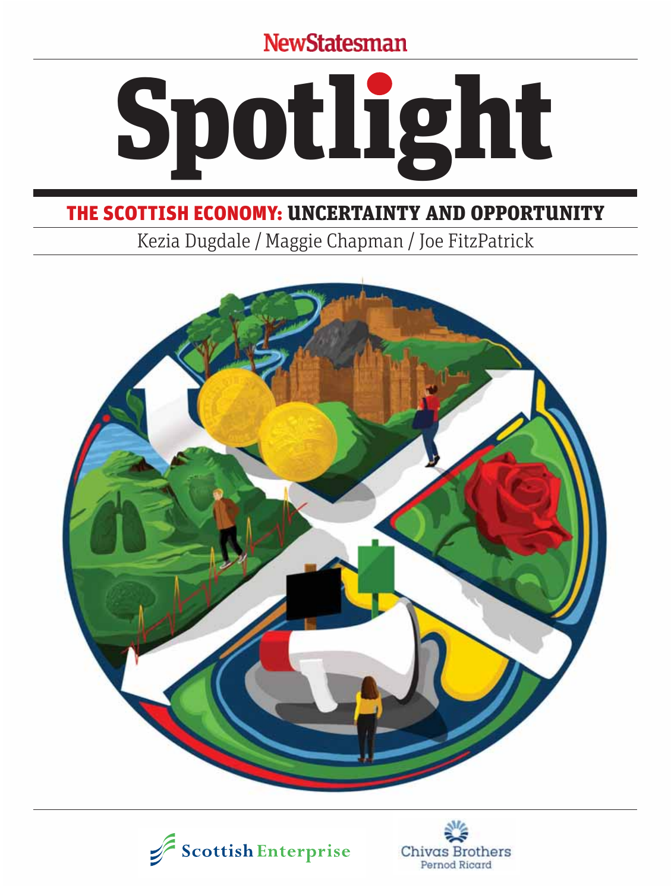NewStatesman

# Spotlight

## THE SCOTTISH ECONOMY: UNCERTAINTY AND OPPORTUNITY

Kezia Dugdale / Maggie Chapman / Joe FitzPatrick

Scottish Enterprise

Chivas Brothers
Pernod Ricard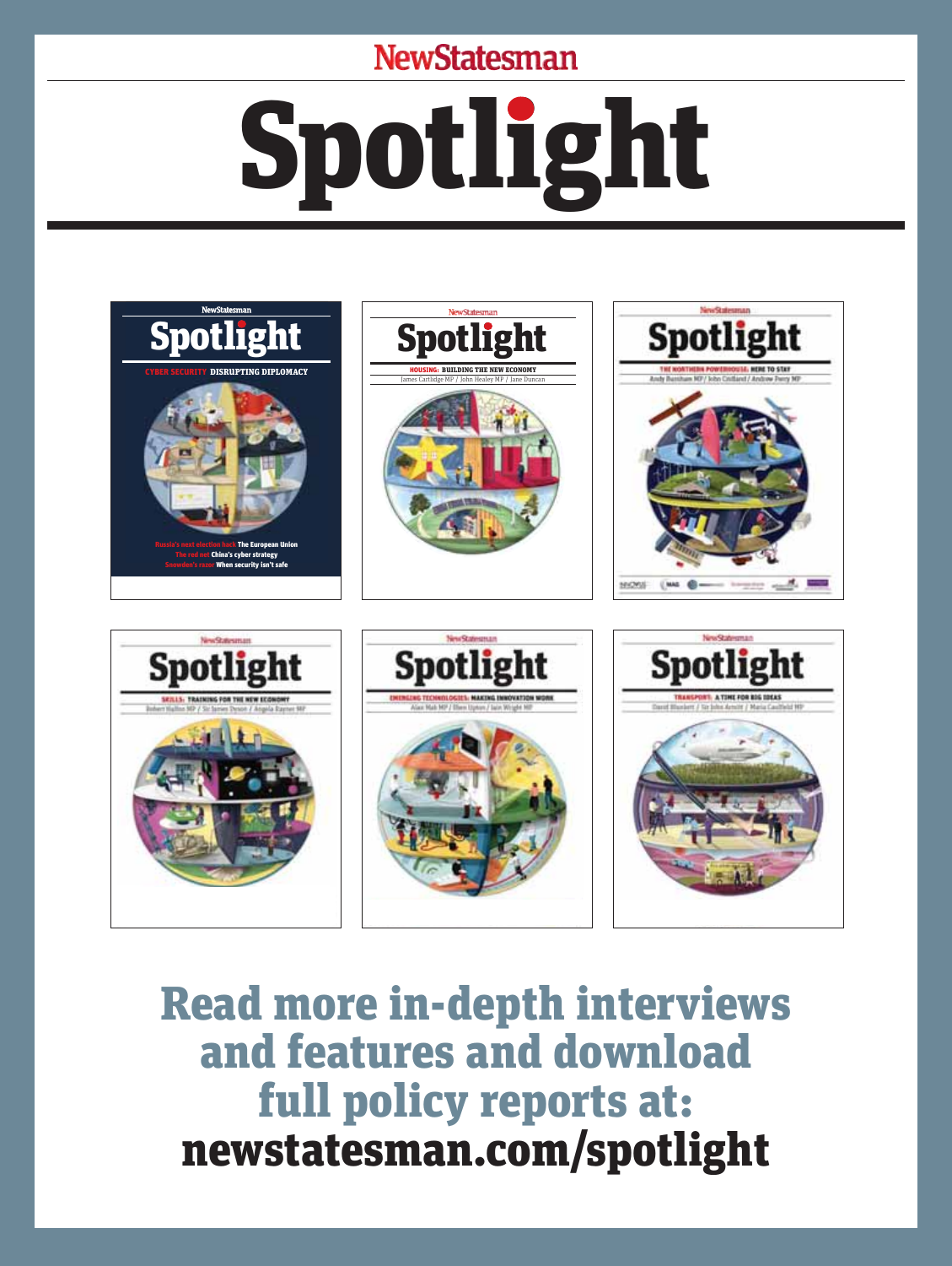NewStatesman

# Spotlight

**Read more in-depth interviews and features and download full policy reports at:**
**newstatesman.com/spotlight**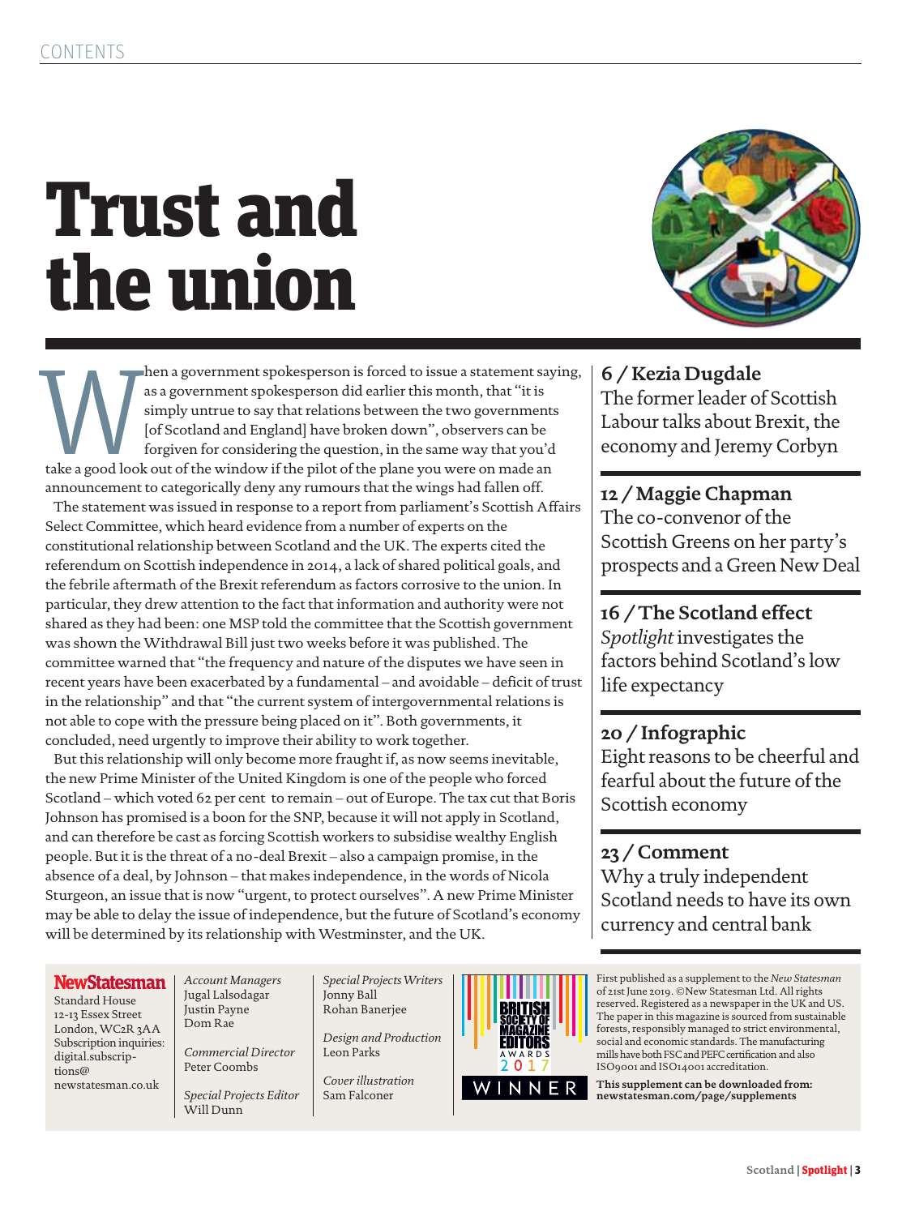CONTENTS

# Trust and the union

When a government spokesperson is forced to issue a statement saying, as a government spokesperson did earlier this month, that "it is simply untrue to say that relations between the two governments [of Scotland and England] have broken down", observers can be forgiven for considering the question, in the same way that you'd take a good look out of the window if the pilot of the plane you were on made an announcement to categorically deny any rumours that the wings had fallen off.

The statement was issued in response to a report from parliament's Scottish Affairs Select Committee, which heard evidence from a number of experts on the constitutional relationship between Scotland and the UK. The experts cited the referendum on Scottish independence in 2014, a lack of shared political goals, and the febrile aftermath of the Brexit referendum as factors corrosive to the union. In particular, they drew attention to the fact that information and authority were not shared as they had been: one MSP told the committee that the Scottish government was shown the Withdrawal Bill just two weeks before it was published. The committee warned that "the frequency and nature of the disputes we have seen in recent years have been exacerbated by a fundamental – and avoidable – deficit of trust in the relationship" and that "the current system of intergovernmental relations is not able to cope with the pressure being placed on it". Both governments, it concluded, need urgently to improve their ability to work together.

But this relationship will only become more fraught if, as now seems inevitable, the new Prime Minister of the United Kingdom is one of the people who forced Scotland – which voted 62 per cent to remain – out of Europe. The tax cut that Boris Johnson has promised is a boon for the SNP, because it will not apply in Scotland, and can therefore be cast as forcing Scottish workers to subsidise wealthy English people. But it is the threat of a no-deal Brexit – also a campaign promise, in the absence of a deal, by Johnson – that makes independence, in the words of Nicola Sturgeon, an issue that is now "urgent, to protect ourselves". A new Prime Minister may be able to delay the issue of independence, but the future of Scotland's economy will be determined by its relationship with Westminster, and the UK.

**6 / Kezia Dugdale**
The former leader of Scottish Labour talks about Brexit, the economy and Jeremy Corbyn

**12 / Maggie Chapman**
The co-convenor of the Scottish Greens on her party's prospects and a Green New Deal

**16 / The Scotland effect**
*Spotlight* investigates the factors behind Scotland's low life expectancy

**20 / Infographic**
Eight reasons to be cheerful and fearful about the future of the Scottish economy

**23 / Comment**
Why a truly independent Scotland needs to have its own currency and central bank

**NewStatesman**
Standard House
12-13 Essex Street
London, WC2R 3AA
Subscription inquiries: digital.subscriptions@newstatesman.co.uk

*Account Managers*
Jugal Lalsodagar
Justin Payne
Dom Rae

*Commercial Director*
Peter Coombs

*Special Projects Editor*
Will Dunn

*Special Projects Writers*
Jonny Ball
Rohan Banerjee

*Design and Production*
Leon Parks

*Cover illustration*
Sam Falconer

BRITISH SOCIETY OF MAGAZINE EDITORS AWARDS 2017 WINNER

First published as a supplement to the *New Statesman* of 21st June 2019. ©New Statesman Ltd. All rights reserved. Registered as a newspaper in the UK and US. The paper in this magazine is sourced from sustainable forests, responsibly managed to strict environmental, social and economic standards. The manufacturing mills have both FSC and PEFC certification and also ISO9001 and ISO14001 accreditation.

**This supplement can be downloaded from: newstatesman.com/page/supplements**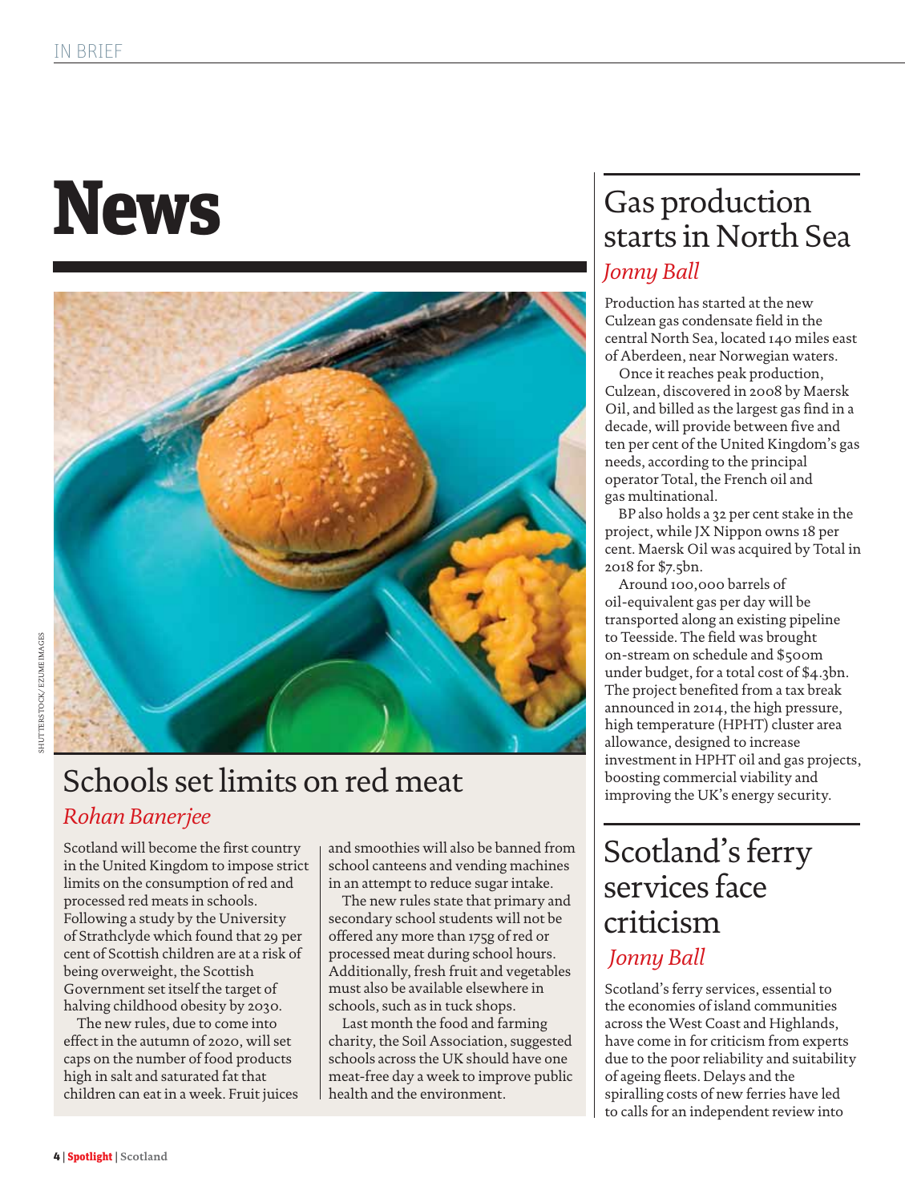# News

## Schools set limits on red meat

*Rohan Banerjee*

Scotland will become the first country in the United Kingdom to impose strict limits on the consumption of red and processed red meats in schools. Following a study by the University of Strathclyde which found that 29 per cent of Scottish children are at a risk of being overweight, the Scottish Government set itself the target of halving childhood obesity by 2030.

The new rules, due to come into effect in the autumn of 2020, will set caps on the number of food products high in salt and saturated fat that children can eat in a week. Fruit juices and smoothies will also be banned from school canteens and vending machines in an attempt to reduce sugar intake.

The new rules state that primary and secondary school students will not be offered any more than 175g of red or processed meat during school hours. Additionally, fresh fruit and vegetables must also be available elsewhere in schools, such as in tuck shops.

Last month the food and farming charity, the Soil Association, suggested schools across the UK should have one meat-free day a week to improve public health and the environment.

## Gas production starts in North Sea

*Jonny Ball*

Production has started at the new Culzean gas condensate field in the central North Sea, located 140 miles east of Aberdeen, near Norwegian waters.

Once it reaches peak production, Culzean, discovered in 2008 by Maersk Oil, and billed as the largest gas find in a decade, will provide between five and ten per cent of the United Kingdom's gas needs, according to the principal operator Total, the French oil and gas multinational.

BP also holds a 32 per cent stake in the project, while JX Nippon owns 18 per cent. Maersk Oil was acquired by Total in 2018 for $7.5bn.

Around 100,000 barrels of oil-equivalent gas per day will be transported along an existing pipeline to Teesside. The field was brought on-stream on schedule and $500m under budget, for a total cost of $4.3bn. The project benefited from a tax break announced in 2014, the high pressure, high temperature (HPHT) cluster area allowance, designed to increase investment in HPHT oil and gas projects, boosting commercial viability and improving the UK's energy security.

## Scotland's ferry services face criticism

*Jonny Ball*

Scotland's ferry services, essential to the economies of island communities across the West Coast and Highlands, have come in for criticism from experts due to the poor reliability and suitability of ageing fleets. Delays and the spiralling costs of new ferries have led to calls for an independent review into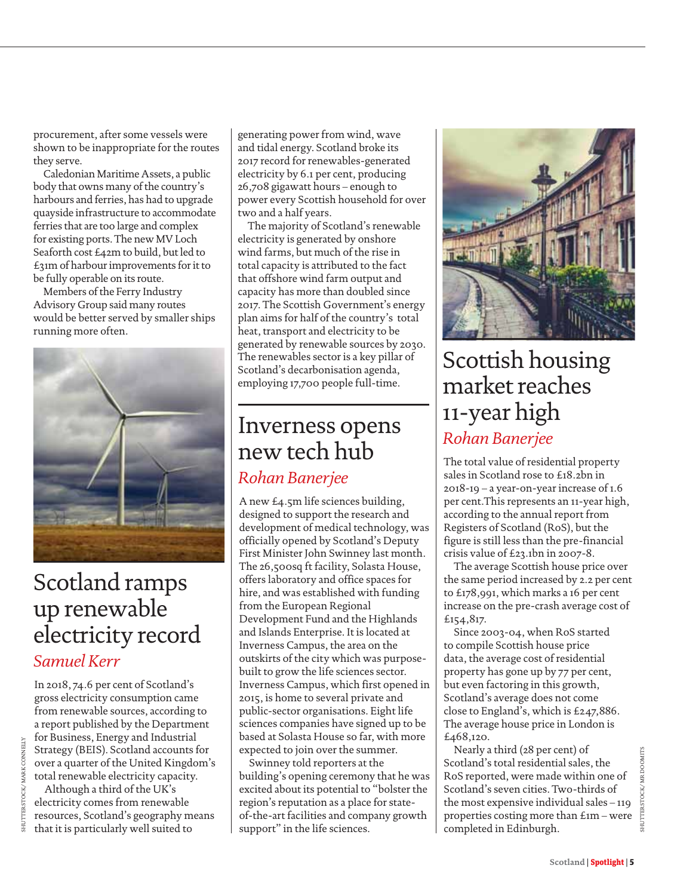procurement, after some vessels were shown to be inappropriate for the routes they serve.

Caledonian Maritime Assets, a public body that owns many of the country's harbours and ferries, has had to upgrade quayside infrastructure to accommodate ferries that are too large and complex for existing ports. The new MV Loch Seaforth cost £42m to build, but led to £31m of harbour improvements for it to be fully operable on its route.

Members of the Ferry Industry Advisory Group said many routes would be better served by smaller ships running more often.

## Scotland ramps up renewable electricity record

*Samuel Kerr*

In 2018, 74.6 per cent of Scotland's gross electricity consumption came from renewable sources, according to a report published by the Department for Business, Energy and Industrial Strategy (BEIS). Scotland accounts for over a quarter of the United Kingdom's total renewable electricity capacity.

Although a third of the UK's electricity comes from renewable resources, Scotland's geography means that it is particularly well suited to generating power from wind, wave and tidal energy. Scotland broke its 2017 record for renewables-generated electricity by 6.1 per cent, producing 26,708 gigawatt hours – enough to power every Scottish household for over two and a half years.

The majority of Scotland's renewable electricity is generated by onshore wind farms, but much of the rise in total capacity is attributed to the fact that offshore wind farm output and capacity has more than doubled since 2017. The Scottish Government's energy plan aims for half of the country's total heat, transport and electricity to be generated by renewable sources by 2030. The renewables sector is a key pillar of Scotland's decarbonisation agenda, employing 17,700 people full-time.

## Inverness opens new tech hub

*Rohan Banerjee*

A new £4.5m life sciences building, designed to support the research and development of medical technology, was officially opened by Scotland's Deputy First Minister John Swinney last month. The 26,500sq ft facility, Solasta House, offers laboratory and office spaces for hire, and was established with funding from the European Regional Development Fund and the Highlands and Islands Enterprise. It is located at Inverness Campus, the area on the outskirts of the city which was purpose-built to grow the life sciences sector. Inverness Campus, which first opened in 2015, is home to several private and public-sector organisations. Eight life sciences companies have signed up to be based at Solasta House so far, with more expected to join over the summer.

Swinney told reporters at the building's opening ceremony that he was excited about its potential to "bolster the region's reputation as a place for state-of-the-art facilities and company growth support" in the life sciences.

## Scottish housing market reaches 11-year high

*Rohan Banerjee*

The total value of residential property sales in Scotland rose to £18.2bn in 2018-19 – a year-on-year increase of 1.6 per cent.This represents an 11-year high, according to the annual report from Registers of Scotland (RoS), but the figure is still less than the pre-financial crisis value of £23.1bn in 2007-8.

The average Scottish house price over the same period increased by 2.2 per cent to £178,991, which marks a 16 per cent increase on the pre-crash average cost of £154,817.

Since 2003-04, when RoS started to compile Scottish house price data, the average cost of residential property has gone up by 77 per cent, but even factoring in this growth, Scotland's average does not come close to England's, which is £247,886. The average house price in London is £468,120.

Nearly a third (28 per cent) of Scotland's total residential sales, the RoS reported, were made within one of Scotland's seven cities. Two-thirds of the most expensive individual sales – 119 properties costing more than £1m – were completed in Edinburgh.

SHUTTERSTOCK/ MARK CONNELLY

SHUTTERSTOCK/ MR DOOMITS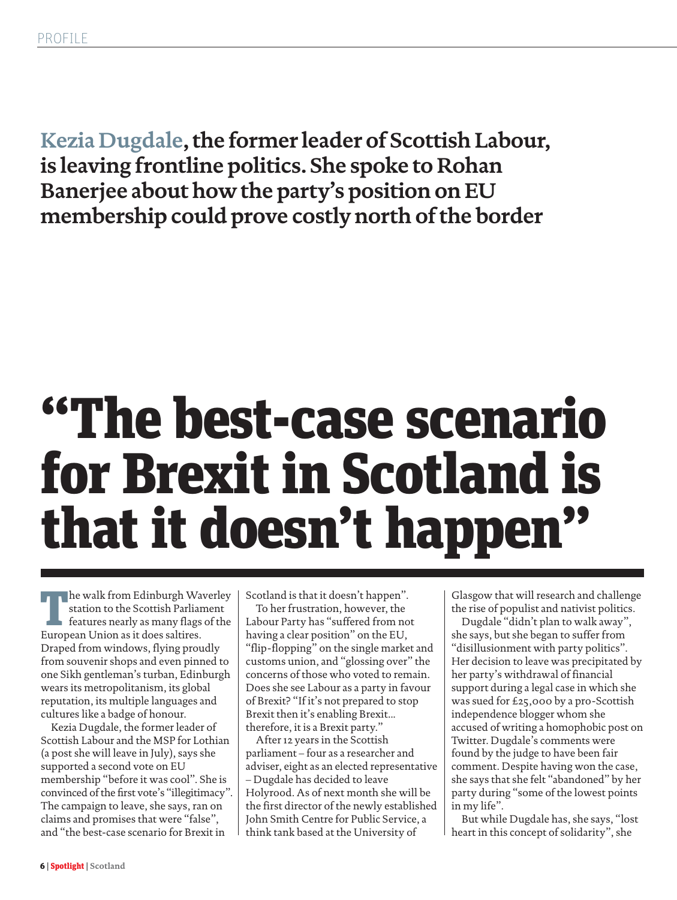PROFILE

**Kezia Dugdale, the former leader of Scottish Labour, is leaving frontline politics. She spoke to Rohan Banerjee about how the party's position on EU membership could prove costly north of the border**

# "The best-case scenario for Brexit in Scotland is that it doesn't happen"

The walk from Edinburgh Waverley station to the Scottish Parliament features nearly as many flags of the European Union as it does saltires. Draped from windows, flying proudly from souvenir shops and even pinned to one Sikh gentleman's turban, Edinburgh wears its metropolitanism, its global reputation, its multiple languages and cultures like a badge of honour.

Kezia Dugdale, the former leader of Scottish Labour and the MSP for Lothian (a post she will leave in July), says she supported a second vote on EU membership "before it was cool". She is convinced of the first vote's "illegitimacy". The campaign to leave, she says, ran on claims and promises that were "false", and "the best-case scenario for Brexit in Scotland is that it doesn't happen".

To her frustration, however, the Labour Party has "suffered from not having a clear position" on the EU, "flip-flopping" on the single market and customs union, and "glossing over" the concerns of those who voted to remain. Does she see Labour as a party in favour of Brexit? "If it's not prepared to stop Brexit then it's enabling Brexit... therefore, it is a Brexit party."

After 12 years in the Scottish parliament – four as a researcher and adviser, eight as an elected representative – Dugdale has decided to leave Holyrood. As of next month she will be the first director of the newly established John Smith Centre for Public Service, a think tank based at the University of Glasgow that will research and challenge the rise of populist and nativist politics.

Dugdale "didn't plan to walk away", she says, but she began to suffer from "disillusionment with party politics". Her decision to leave was precipitated by her party's withdrawal of financial support during a legal case in which she was sued for £25,000 by a pro-Scottish independence blogger whom she accused of writing a homophobic post on Twitter. Dugdale's comments were found by the judge to have been fair comment. Despite having won the case, she says that she felt "abandoned" by her party during "some of the lowest points in my life".

But while Dugdale has, she says, "lost heart in this concept of solidarity", she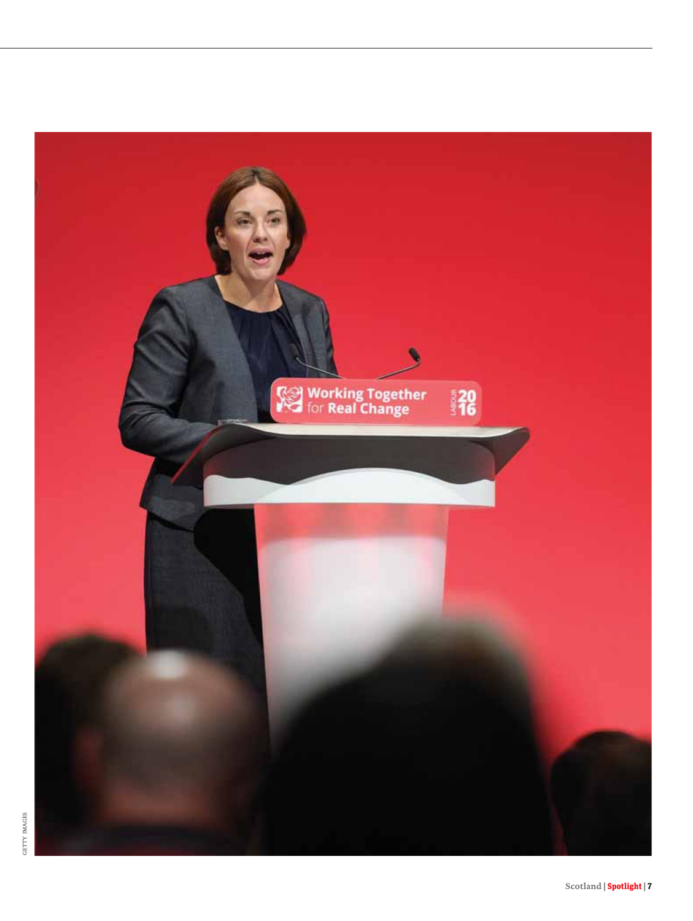GETTY IMAGES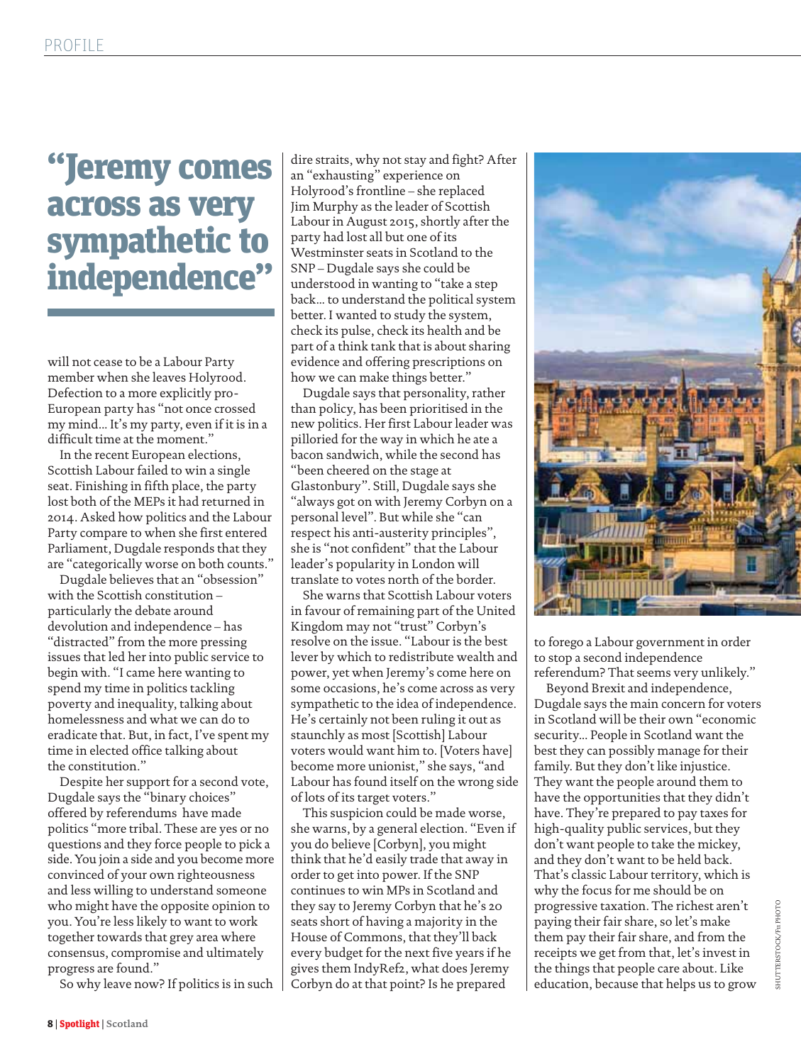## "Jeremy comes across as very sympathetic to independence"

will not cease to be a Labour Party member when she leaves Holyrood. Defection to a more explicitly pro-European party has "not once crossed my mind… It's my party, even if it is in a difficult time at the moment."

In the recent European elections, Scottish Labour failed to win a single seat. Finishing in fifth place, the party lost both of the MEPs it had returned in 2014. Asked how politics and the Labour Party compare to when she first entered Parliament, Dugdale responds that they are "categorically worse on both counts."

Dugdale believes that an "obsession" with the Scottish constitution – particularly the debate around devolution and independence – has "distracted" from the more pressing issues that led her into public service to begin with. "I came here wanting to spend my time in politics tackling poverty and inequality, talking about homelessness and what we can do to eradicate that. But, in fact, I've spent my time in elected office talking about the constitution."

Despite her support for a second vote, Dugdale says the "binary choices" offered by referendums have made politics "more tribal. These are yes or no questions and they force people to pick a side. You join a side and you become more convinced of your own righteousness and less willing to understand someone who might have the opposite opinion to you. You're less likely to want to work together towards that grey area where consensus, compromise and ultimately progress are found."

So why leave now? If politics is in such dire straits, why not stay and fight? After an "exhausting" experience on Holyrood's frontline – she replaced Jim Murphy as the leader of Scottish Labour in August 2015, shortly after the party had lost all but one of its Westminster seats in Scotland to the SNP – Dugdale says she could be understood in wanting to "take a step back… to understand the political system better. I wanted to study the system, check its pulse, check its health and be part of a think tank that is about sharing evidence and offering prescriptions on how we can make things better."

Dugdale says that personality, rather than policy, has been prioritised in the new politics. Her first Labour leader was pilloried for the way in which he ate a bacon sandwich, while the second has "been cheered on the stage at Glastonbury". Still, Dugdale says she "always got on with Jeremy Corbyn on a personal level". But while she "can respect his anti-austerity principles", she is "not confident" that the Labour leader's popularity in London will translate to votes north of the border.

She warns that Scottish Labour voters in favour of remaining part of the United Kingdom may not "trust" Corbyn's resolve on the issue. "Labour is the best lever by which to redistribute wealth and power, yet when Jeremy's come here on some occasions, he's come across as very sympathetic to the idea of independence. He's certainly not been ruling it out as staunchly as most [Scottish] Labour voters would want him to. [Voters have] become more unionist," she says, "and Labour has found itself on the wrong side of lots of its target voters."

This suspicion could be made worse, she warns, by a general election. "Even if you do believe [Corbyn], you might think that he'd easily trade that away in order to get into power. If the SNP continues to win MPs in Scotland and they say to Jeremy Corbyn that he's 20 seats short of having a majority in the House of Commons, that they'll back every budget for the next five years if he gives them IndyRef2, what does Jeremy Corbyn do at that point? Is he prepared to forego a Labour government in order to stop a second independence referendum? That seems very unlikely."

Beyond Brexit and independence, Dugdale says the main concern for voters in Scotland will be their own "economic security… People in Scotland want the best they can possibly manage for their family. But they don't like injustice. They want the people around them to have the opportunities that they didn't have. They're prepared to pay taxes for high-quality public services, but they don't want people to take the mickey, and they don't want to be held back. That's classic Labour territory, which is why the focus for me should be on progressive taxation. The richest aren't paying their fair share, so let's make them pay their fair share, and from the receipts we get from that, let's invest in the things that people care about. Like education, because that helps us to grow

SHUTTERSTOCK/Fn PHOTO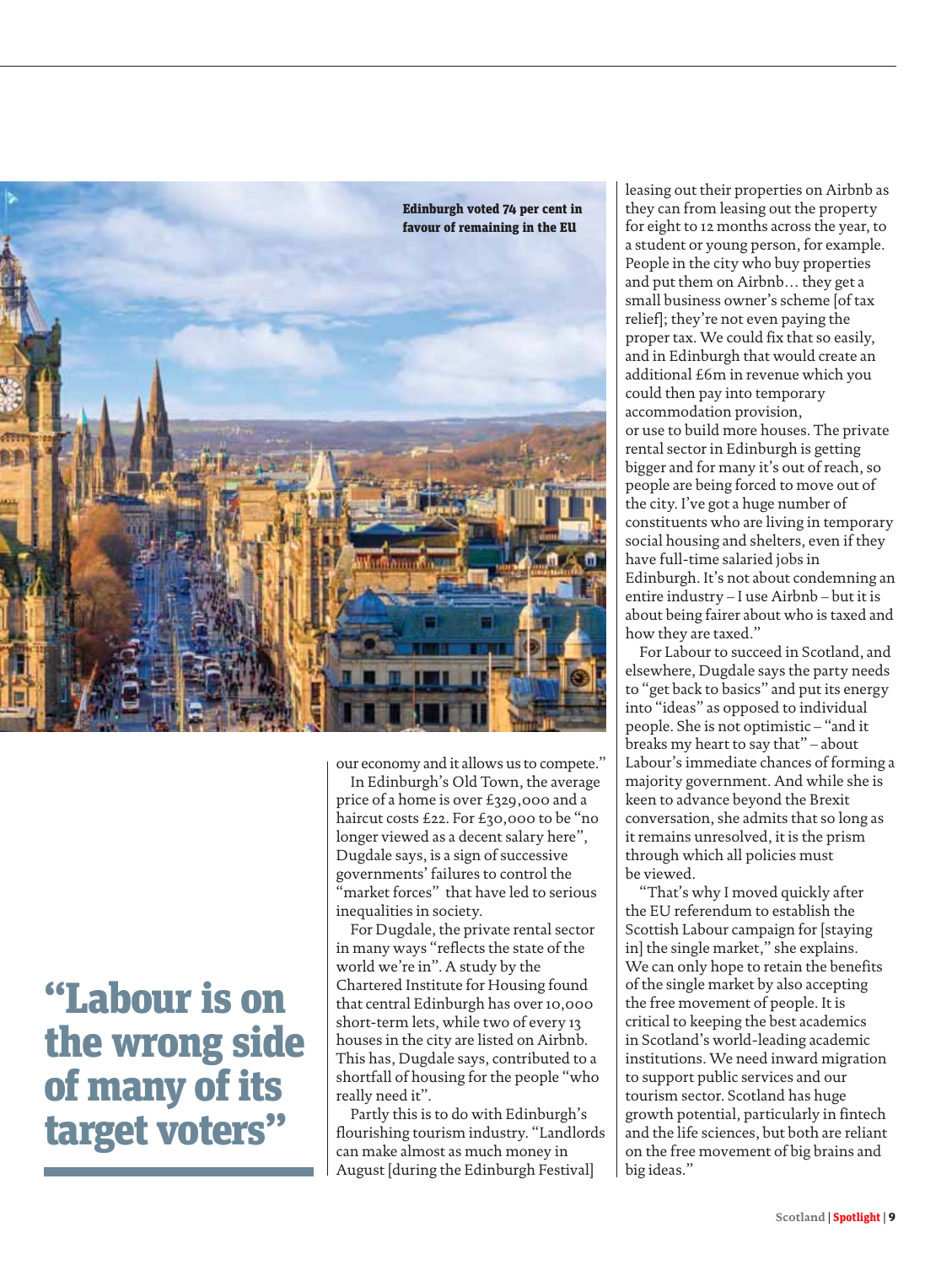Edinburgh voted 74 per cent in favour of remaining in the EU

> **"Labour is on the wrong side of many of its target voters"**

our economy and it allows us to compete."

In Edinburgh's Old Town, the average price of a home is over £329,000 and a haircut costs £22. For £30,000 to be "no longer viewed as a decent salary here", Dugdale says, is a sign of successive governments' failures to control the "market forces" that have led to serious inequalities in society.

For Dugdale, the private rental sector in many ways "reflects the state of the world we're in". A study by the Chartered Institute for Housing found that central Edinburgh has over 10,000 short-term lets, while two of every 13 houses in the city are listed on Airbnb. This has, Dugdale says, contributed to a shortfall of housing for the people "who really need it".

Partly this is to do with Edinburgh's flourishing tourism industry. "Landlords can make almost as much money in August [during the Edinburgh Festival] leasing out their properties on Airbnb as they can from leasing out the property for eight to 12 months across the year, to a student or young person, for example. People in the city who buy properties and put them on Airbnb… they get a small business owner's scheme [of tax relief]; they're not even paying the proper tax. We could fix that so easily, and in Edinburgh that would create an additional £6m in revenue which you could then pay into temporary accommodation provision, or use to build more houses. The private rental sector in Edinburgh is getting bigger and for many it's out of reach, so people are being forced to move out of the city. I've got a huge number of constituents who are living in temporary social housing and shelters, even if they have full-time salaried jobs in Edinburgh. It's not about condemning an entire industry – I use Airbnb – but it is about being fairer about who is taxed and how they are taxed."

For Labour to succeed in Scotland, and elsewhere, Dugdale says the party needs to "get back to basics" and put its energy into "ideas" as opposed to individual people. She is not optimistic – "and it breaks my heart to say that" – about Labour's immediate chances of forming a majority government. And while she is keen to advance beyond the Brexit conversation, she admits that so long as it remains unresolved, it is the prism through which all policies must be viewed.

"That's why I moved quickly after the EU referendum to establish the Scottish Labour campaign for [staying in] the single market," she explains. We can only hope to retain the benefits of the single market by also accepting the free movement of people. It is critical to keeping the best academics in Scotland's world-leading academic institutions. We need inward migration to support public services and our tourism sector. Scotland has huge growth potential, particularly in fintech and the life sciences, but both are reliant on the free movement of big brains and big ideas."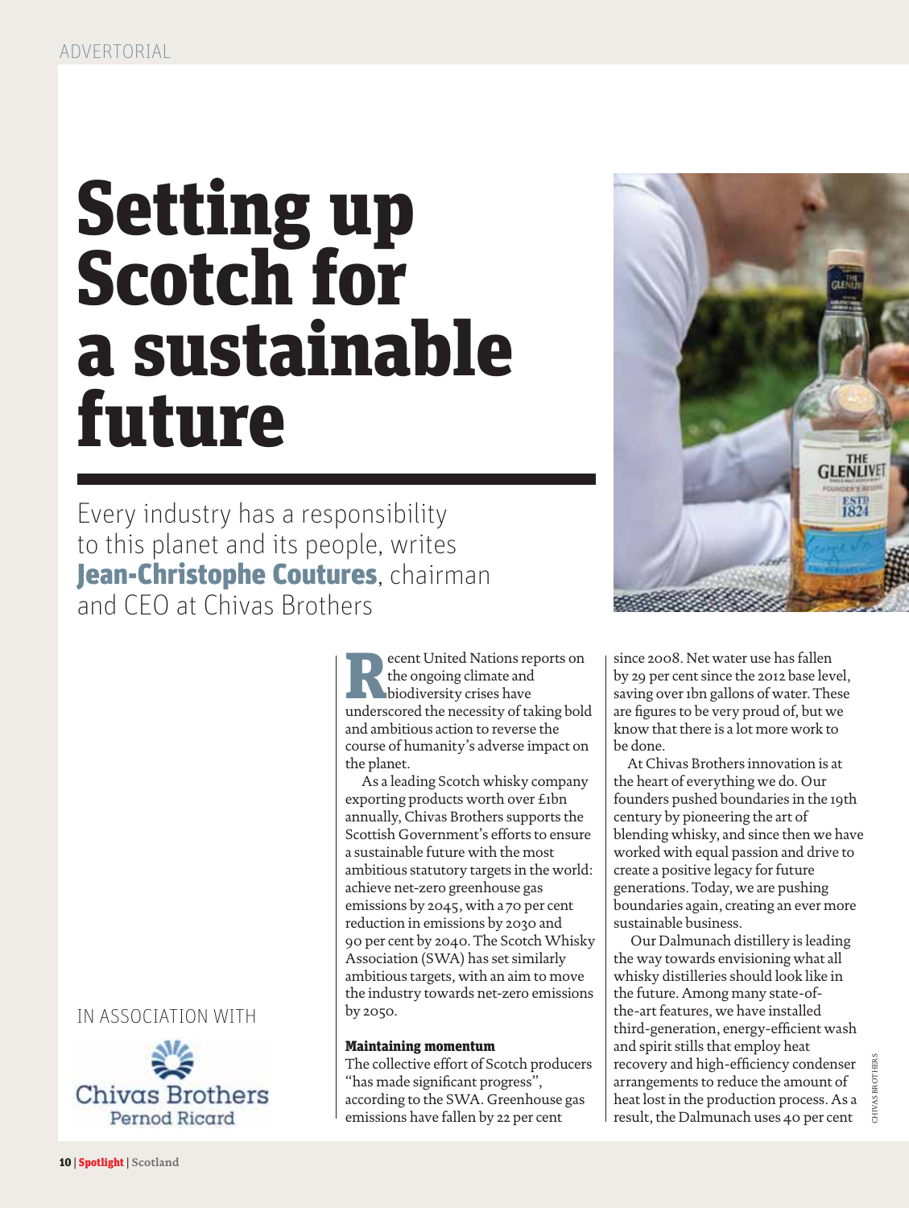ADVERTORIAL

# Setting up Scotch for a sustainable future

Every industry has a responsibility to this planet and its people, writes **Jean-Christophe Coutures**, chairman and CEO at Chivas Brothers

IN ASSOCIATION WITH

Chivas Brothers
Pernod Ricard

Recent United Nations reports on the ongoing climate and biodiversity crises have underscored the necessity of taking bold and ambitious action to reverse the course of humanity's adverse impact on the planet.

As a leading Scotch whisky company exporting products worth over £1bn annually, Chivas Brothers supports the Scottish Government's efforts to ensure a sustainable future with the most ambitious statutory targets in the world: achieve net-zero greenhouse gas emissions by 2045, with a 70 per cent reduction in emissions by 2030 and 90 per cent by 2040. The Scotch Whisky Association (SWA) has set similarly ambitious targets, with an aim to move the industry towards net-zero emissions by 2050.

### Maintaining momentum

The collective effort of Scotch producers "has made significant progress", according to the SWA. Greenhouse gas emissions have fallen by 22 per cent since 2008. Net water use has fallen by 29 per cent since the 2012 base level, saving over 1bn gallons of water. These are figures to be very proud of, but we know that there is a lot more work to be done.

At Chivas Brothers innovation is at the heart of everything we do. Our founders pushed boundaries in the 19th century by pioneering the art of blending whisky, and since then we have worked with equal passion and drive to create a positive legacy for future generations. Today, we are pushing boundaries again, creating an ever more sustainable business.

Our Dalmunach distillery is leading the way towards envisioning what all whisky distilleries should look like in the future. Among many state-of-the-art features, we have installed third-generation, energy-efficient wash and spirit stills that employ heat recovery and high-efficiency condenser arrangements to reduce the amount of heat lost in the production process. As a result, the Dalmunach uses 40 per cent

CHIVAS BROTHERS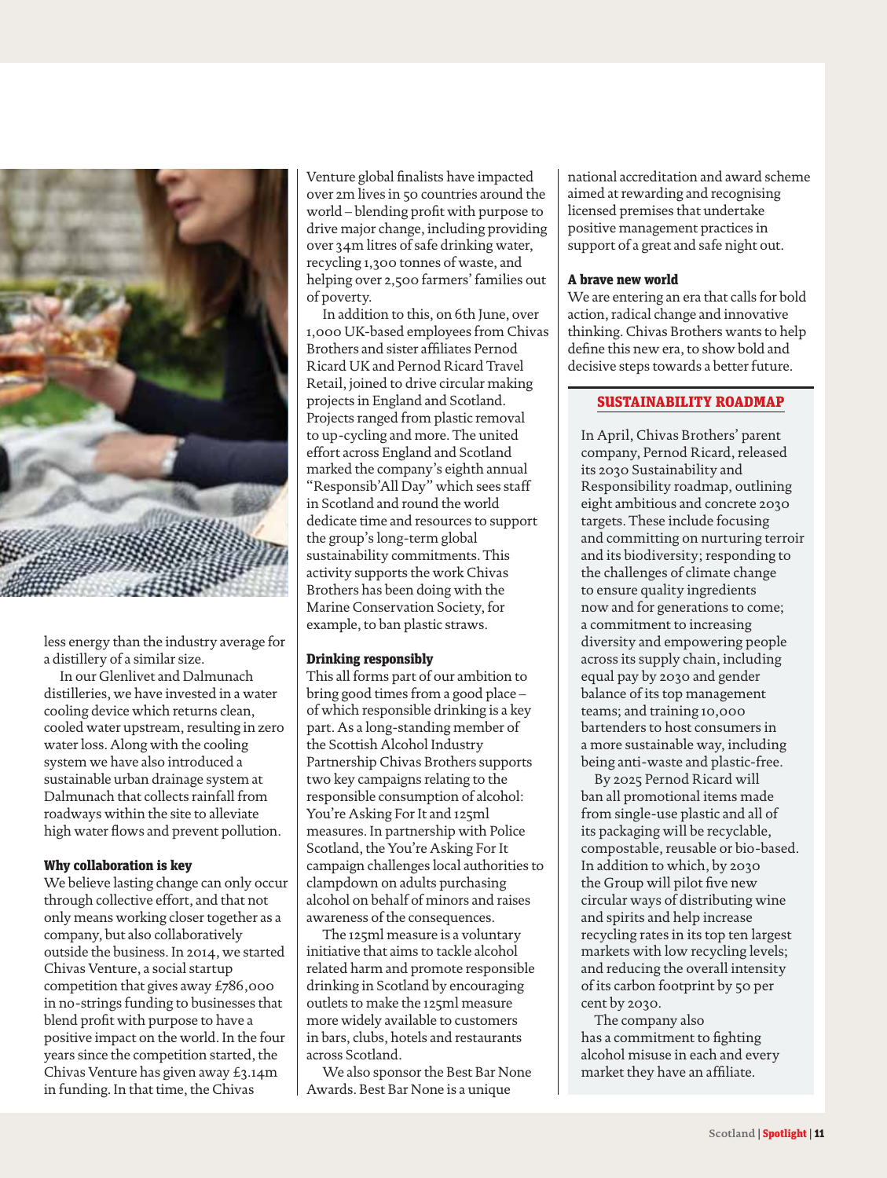less energy than the industry average for a distillery of a similar size.

In our Glenlivet and Dalmunach distilleries, we have invested in a water cooling device which returns clean, cooled water upstream, resulting in zero water loss. Along with the cooling system we have also introduced a sustainable urban drainage system at Dalmunach that collects rainfall from roadways within the site to alleviate high water flows and prevent pollution.

### Why collaboration is key

We believe lasting change can only occur through collective effort, and that not only means working closer together as a company, but also collaboratively outside the business. In 2014, we started Chivas Venture, a social startup competition that gives away £786,000 in no-strings funding to businesses that blend profit with purpose to have a positive impact on the world. In the four years since the competition started, the Chivas Venture has given away £3.14m in funding. In that time, the Chivas Venture global finalists have impacted over 2m lives in 50 countries around the world – blending profit with purpose to drive major change, including providing over 34m litres of safe drinking water, recycling 1,300 tonnes of waste, and helping over 2,500 farmers' families out of poverty.

In addition to this, on 6th June, over 1,000 UK-based employees from Chivas Brothers and sister affiliates Pernod Ricard UK and Pernod Ricard Travel Retail, joined to drive circular making projects in England and Scotland. Projects ranged from plastic removal to up-cycling and more. The united effort across England and Scotland marked the company's eighth annual "Responsib'All Day" which sees staff in Scotland and round the world dedicate time and resources to support the group's long-term global sustainability commitments. This activity supports the work Chivas Brothers has been doing with the Marine Conservation Society, for example, to ban plastic straws.

### Drinking responsibly

This all forms part of our ambition to bring good times from a good place – of which responsible drinking is a key part. As a long-standing member of the Scottish Alcohol Industry Partnership Chivas Brothers supports two key campaigns relating to the responsible consumption of alcohol: You're Asking For It and 125ml measures. In partnership with Police Scotland, the You're Asking For It campaign challenges local authorities to clampdown on adults purchasing alcohol on behalf of minors and raises awareness of the consequences.

The 125ml measure is a voluntary initiative that aims to tackle alcohol related harm and promote responsible drinking in Scotland by encouraging outlets to make the 125ml measure more widely available to customers in bars, clubs, hotels and restaurants across Scotland.

We also sponsor the Best Bar None Awards. Best Bar None is a unique national accreditation and award scheme aimed at rewarding and recognising licensed premises that undertake positive management practices in support of a great and safe night out.

### A brave new world

We are entering an era that calls for bold action, radical change and innovative thinking. Chivas Brothers wants to help define this new era, to show bold and decisive steps towards a better future.

### SUSTAINABILITY ROADMAP

In April, Chivas Brothers' parent company, Pernod Ricard, released its 2030 Sustainability and Responsibility roadmap, outlining eight ambitious and concrete 2030 targets. These include focusing and committing on nurturing terroir and its biodiversity; responding to the challenges of climate change to ensure quality ingredients now and for generations to come; a commitment to increasing diversity and empowering people across its supply chain, including equal pay by 2030 and gender balance of its top management teams; and training 10,000 bartenders to host consumers in a more sustainable way, including being anti-waste and plastic-free.

By 2025 Pernod Ricard will ban all promotional items made from single-use plastic and all of its packaging will be recyclable, compostable, reusable or bio-based. In addition to which, by 2030 the Group will pilot five new circular ways of distributing wine and spirits and help increase recycling rates in its top ten largest markets with low recycling levels; and reducing the overall intensity of its carbon footprint by 50 per cent by 2030.

The company also has a commitment to fighting alcohol misuse in each and every market they have an affiliate.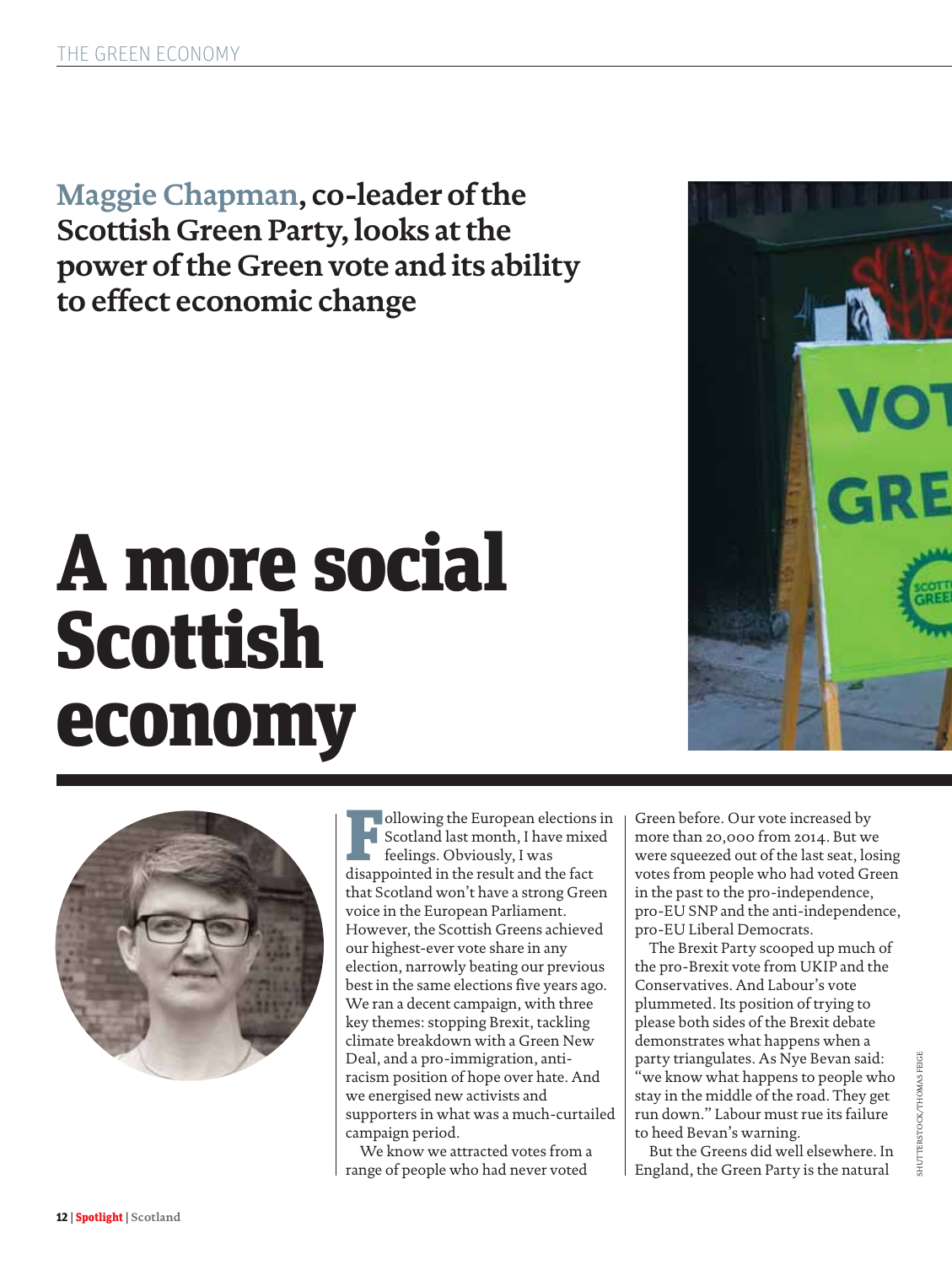// The header "THE GREEN ECONOMY" and footer "12 | Spotlight | Scotland" are running header/footer, so they are omitted. The photo credit "SHUTTERSTOCK/THOMAS FEIGE" is also omitted; no images were detected.

# A more social Scottish economy

**Maggie Chapman, co-leader of the Scottish Green Party, looks at the power of the Green vote and its ability to effect economic change**

Following the European elections in Scotland last month, I have mixed feelings. Obviously, I was disappointed in the result and the fact that Scotland won't have a strong Green voice in the European Parliament. However, the Scottish Greens achieved our highest-ever vote share in any election, narrowly beating our previous best in the same elections five years ago. We ran a decent campaign, with three key themes: stopping Brexit, tackling climate breakdown with a Green New Deal, and a pro-immigration, anti-racism position of hope over hate. And we energised new activists and supporters in what was a much-curtailed campaign period.

We know we attracted votes from a range of people who had never voted Green before. Our vote increased by more than 20,000 from 2014. But we were squeezed out of the last seat, losing votes from people who had voted Green in the past to the pro-independence, pro-EU SNP and the anti-independence, pro-EU Liberal Democrats.

The Brexit Party scooped up much of the pro-Brexit vote from UKIP and the Conservatives. And Labour's vote plummeted. Its position of trying to please both sides of the Brexit debate demonstrates what happens when a party triangulates. As Nye Bevan said: "we know what happens to people who stay in the middle of the road. They get run down." Labour must rue its failure to heed Bevan's warning.

But the Greens did well elsewhere. In England, the Green Party is the natural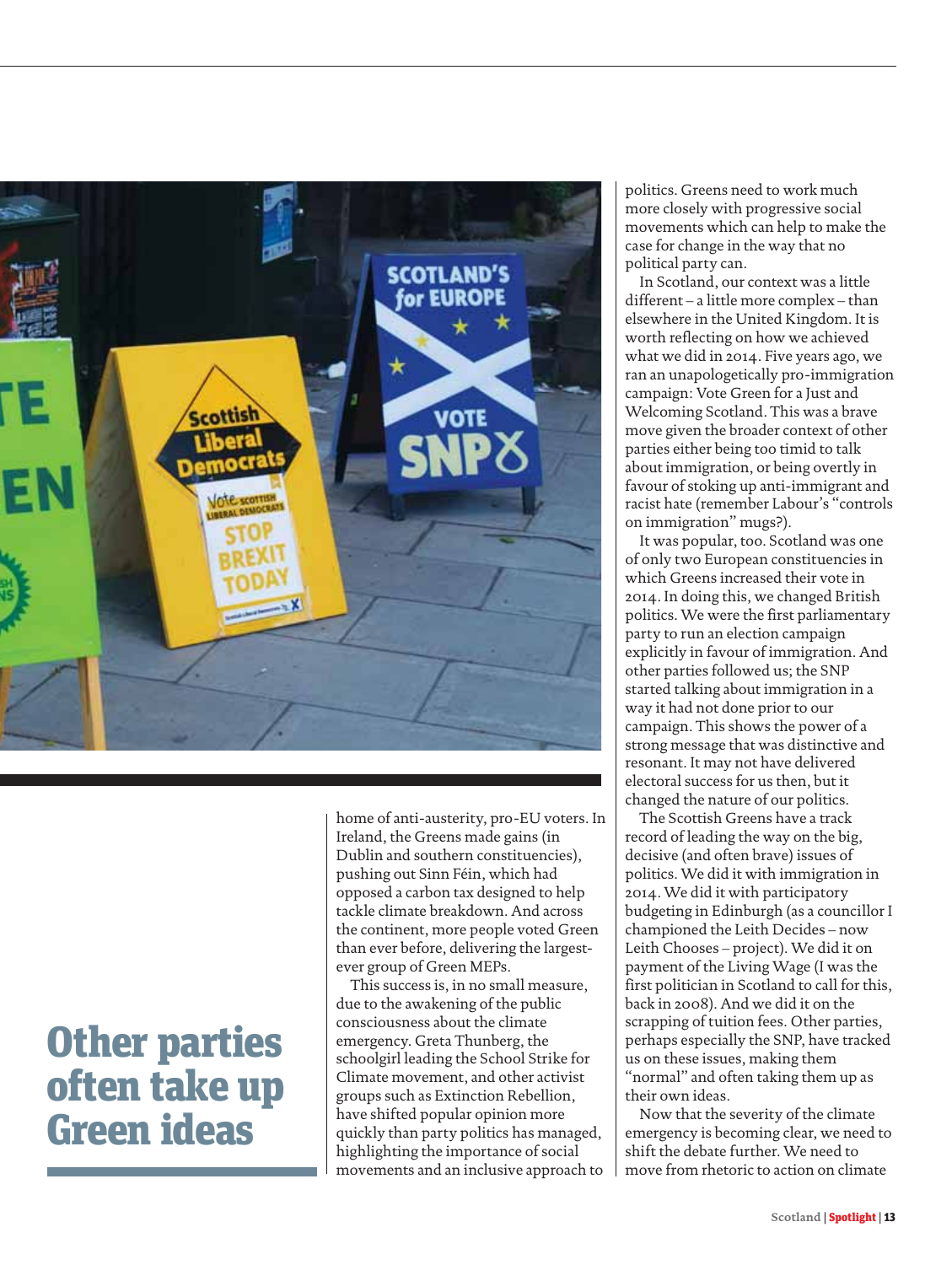## Other parties often take up Green ideas

home of anti-austerity, pro-EU voters. In Ireland, the Greens made gains (in Dublin and southern constituencies), pushing out Sinn Féin, which had opposed a carbon tax designed to help tackle climate breakdown. And across the continent, more people voted Green than ever before, delivering the largest-ever group of Green MEPs.

This success is, in no small measure, due to the awakening of the public consciousness about the climate emergency. Greta Thunberg, the schoolgirl leading the School Strike for Climate movement, and other activist groups such as Extinction Rebellion, have shifted popular opinion more quickly than party politics has managed, highlighting the importance of social movements and an inclusive approach to politics. Greens need to work much more closely with progressive social movements which can help to make the case for change in the way that no political party can.

In Scotland, our context was a little different – a little more complex – than elsewhere in the United Kingdom. It is worth reflecting on how we achieved what we did in 2014. Five years ago, we ran an unapologetically pro-immigration campaign: Vote Green for a Just and Welcoming Scotland. This was a brave move given the broader context of other parties either being too timid to talk about immigration, or being overtly in favour of stoking up anti-immigrant and racist hate (remember Labour's "controls on immigration" mugs?).

It was popular, too. Scotland was one of only two European constituencies in which Greens increased their vote in 2014. In doing this, we changed British politics. We were the first parliamentary party to run an election campaign explicitly in favour of immigration. And other parties followed us; the SNP started talking about immigration in a way it had not done prior to our campaign. This shows the power of a strong message that was distinctive and resonant. It may not have delivered electoral success for us then, but it changed the nature of our politics.

The Scottish Greens have a track record of leading the way on the big, decisive (and often brave) issues of politics. We did it with immigration in 2014. We did it with participatory budgeting in Edinburgh (as a councillor I championed the Leith Decides – now Leith Chooses – project). We did it on payment of the Living Wage (I was the first politician in Scotland to call for this, back in 2008). And we did it on the scrapping of tuition fees. Other parties, perhaps especially the SNP, have tracked us on these issues, making them "normal" and often taking them up as their own ideas.

Now that the severity of the climate emergency is becoming clear, we need to shift the debate further. We need to move from rhetoric to action on climate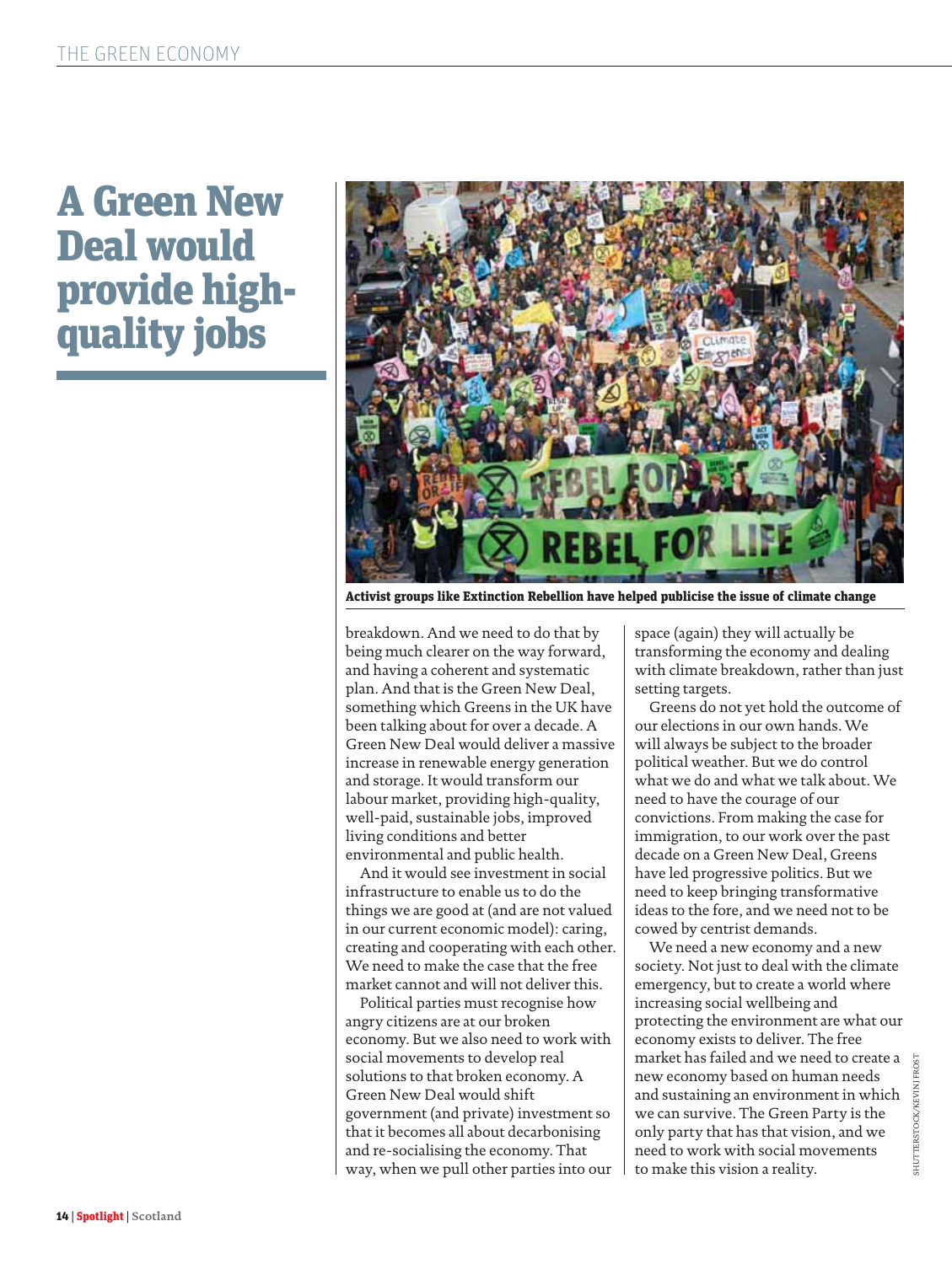# A Green New Deal would provide high-quality jobs

Activist groups like Extinction Rebellion have helped publicise the issue of climate change

breakdown. And we need to do that by being much clearer on the way forward, and having a coherent and systematic plan. And that is the Green New Deal, something which Greens in the UK have been talking about for over a decade. A Green New Deal would deliver a massive increase in renewable energy generation and storage. It would transform our labour market, providing high-quality, well-paid, sustainable jobs, improved living conditions and better environmental and public health.

And it would see investment in social infrastructure to enable us to do the things we are good at (and are not valued in our current economic model): caring, creating and cooperating with each other. We need to make the case that the free market cannot and will not deliver this.

Political parties must recognise how angry citizens are at our broken economy. But we also need to work with social movements to develop real solutions to that broken economy. A Green New Deal would shift government (and private) investment so that it becomes all about decarbonising and re-socialising the economy. That way, when we pull other parties into our space (again) they will actually be transforming the economy and dealing with climate breakdown, rather than just setting targets.

Greens do not yet hold the outcome of our elections in our own hands. We will always be subject to the broader political weather. But we do control what we do and what we talk about. We need to have the courage of our convictions. From making the case for immigration, to our work over the past decade on a Green New Deal, Greens have led progressive politics. But we need to keep bringing transformative ideas to the fore, and we need not to be cowed by centrist demands.

We need a new economy and a new society. Not just to deal with the climate emergency, but to create a world where increasing social wellbeing and protecting the environment are what our economy exists to deliver. The free market has failed and we need to create a new economy based on human needs and sustaining an environment in which we can survive. The Green Party is the only party that has that vision, and we need to work with social movements to make this vision a reality.

SHUTTERSTOCK/KEVIN J FROST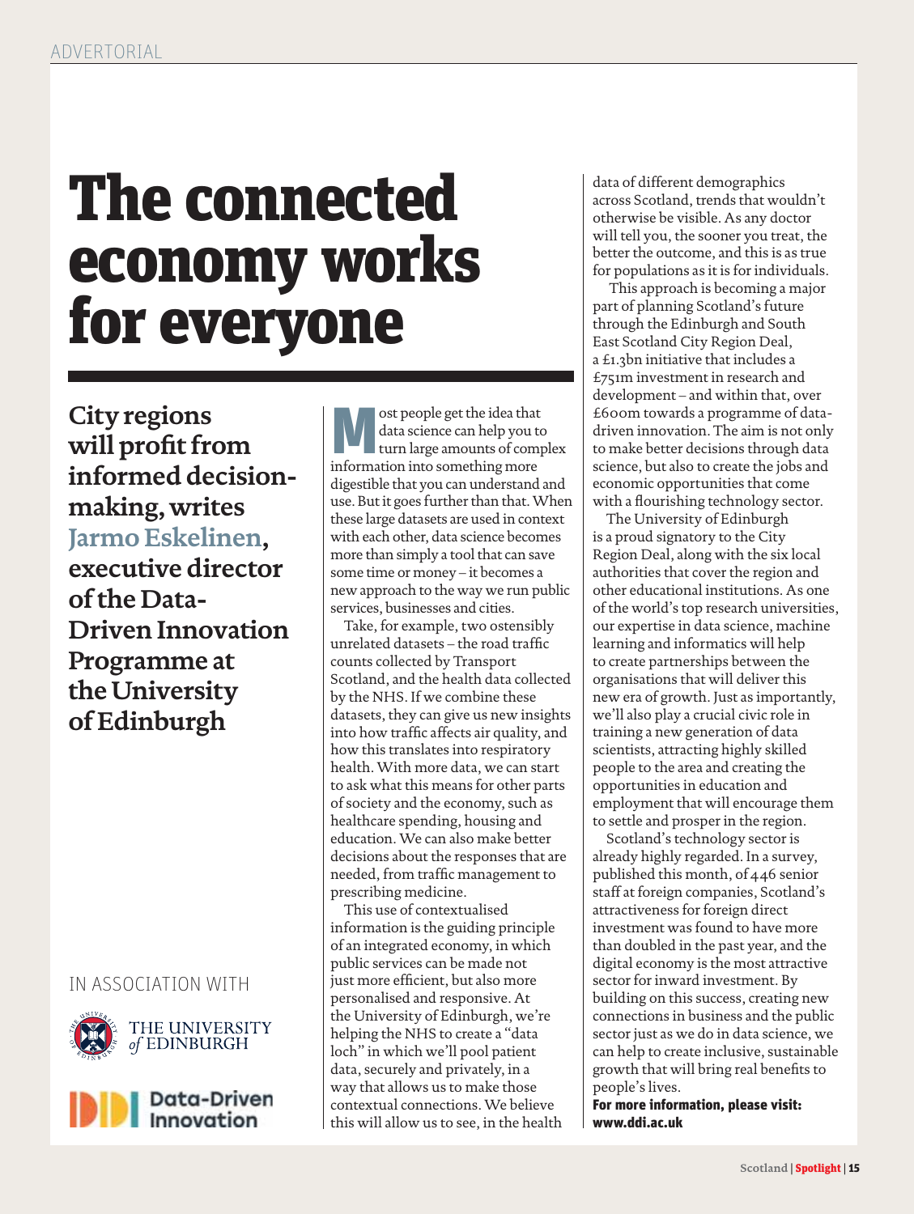ADVERTORIAL

# The connected economy works for everyone

**City regions will profit from informed decision-making, writes Jarmo Eskelinen, executive director of the Data-Driven Innovation Programme at the University of Edinburgh**

IN ASSOCIATION WITH

THE UNIVERSITY of EDINBURGH

Data-Driven Innovation

Most people get the idea that data science can help you to turn large amounts of complex information into something more digestible that you can understand and use. But it goes further than that. When these large datasets are used in context with each other, data science becomes more than simply a tool that can save some time or money – it becomes a new approach to the way we run public services, businesses and cities.

Take, for example, two ostensibly unrelated datasets – the road traffic counts collected by Transport Scotland, and the health data collected by the NHS. If we combine these datasets, they can give us new insights into how traffic affects air quality, and how this translates into respiratory health. With more data, we can start to ask what this means for other parts of society and the economy, such as healthcare spending, housing and education. We can also make better decisions about the responses that are needed, from traffic management to prescribing medicine.

This use of contextualised information is the guiding principle of an integrated economy, in which public services can be made not just more efficient, but also more personalised and responsive. At the University of Edinburgh, we're helping the NHS to create a "data loch" in which we'll pool patient data, securely and privately, in a way that allows us to make those contextual connections. We believe this will allow us to see, in the health data of different demographics across Scotland, trends that wouldn't otherwise be visible. As any doctor will tell you, the sooner you treat, the better the outcome, and this is as true for populations as it is for individuals.

This approach is becoming a major part of planning Scotland's future through the Edinburgh and South East Scotland City Region Deal, a £1.3bn initiative that includes a £751m investment in research and development – and within that, over £600m towards a programme of data-driven innovation. The aim is not only to make better decisions through data science, but also to create the jobs and economic opportunities that come with a flourishing technology sector.

The University of Edinburgh is a proud signatory to the City Region Deal, along with the six local authorities that cover the region and other educational institutions. As one of the world's top research universities, our expertise in data science, machine learning and informatics will help to create partnerships between the organisations that will deliver this new era of growth. Just as importantly, we'll also play a crucial civic role in training a new generation of data scientists, attracting highly skilled people to the area and creating the opportunities in education and employment that will encourage them to settle and prosper in the region.

Scotland's technology sector is already highly regarded. In a survey, published this month, of 446 senior staff at foreign companies, Scotland's attractiveness for foreign direct investment was found to have more than doubled in the past year, and the digital economy is the most attractive sector for inward investment. By building on this success, creating new connections in business and the public sector just as we do in data science, we can help to create inclusive, sustainable growth that will bring real benefits to people's lives.

**For more information, please visit: www.ddi.ac.uk**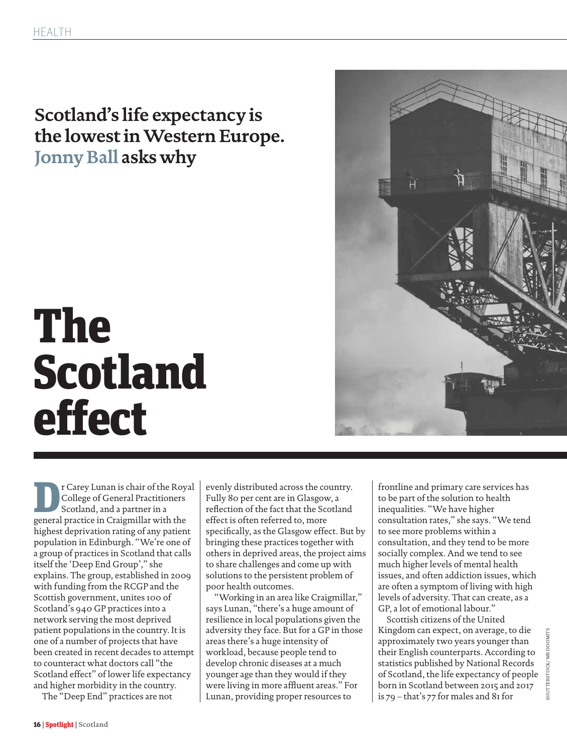## Scotland's life expectancy is the lowest in Western Europe. Jonny Ball asks why

# The Scotland effect

Dr Carey Lunan is chair of the Royal College of General Practitioners Scotland, and a partner in a general practice in Craigmillar with the highest deprivation rating of any patient population in Edinburgh. "We're one of a group of practices in Scotland that calls itself the 'Deep End Group'," she explains. The group, established in 2009 with funding from the RCGP and the Scottish government, unites 100 of Scotland's 940 GP practices into a network serving the most deprived patient populations in the country. It is one of a number of projects that have been created in recent decades to attempt to counteract what doctors call "the Scotland effect" of lower life expectancy and higher morbidity in the country.

The "Deep End" practices are not evenly distributed across the country. Fully 80 per cent are in Glasgow, a reflection of the fact that the Scotland effect is often referred to, more specifically, as the Glasgow effect. But by bringing these practices together with others in deprived areas, the project aims to share challenges and come up with solutions to the persistent problem of poor health outcomes.

"Working in an area like Craigmillar," says Lunan, "there's a huge amount of resilience in local populations given the adversity they face. But for a GP in those areas there's a huge intensity of workload, because people tend to develop chronic diseases at a much younger age than they would if they were living in more affluent areas." For Lunan, providing proper resources to frontline and primary care services has to be part of the solution to health inequalities. "We have higher consultation rates," she says. "We tend to see more problems within a consultation, and they tend to be more socially complex. And we tend to see much higher levels of mental health issues, and often addiction issues, which are often a symptom of living with high levels of adversity. That can create, as a GP, a lot of emotional labour."

Scottish citizens of the United Kingdom can expect, on average, to die approximately two years younger than their English counterparts. According to statistics published by National Records of Scotland, the life expectancy of people born in Scotland between 2015 and 2017 is 79 – that's 77 for males and 81 for

SHUTTERSTOCK/MR DOOMITS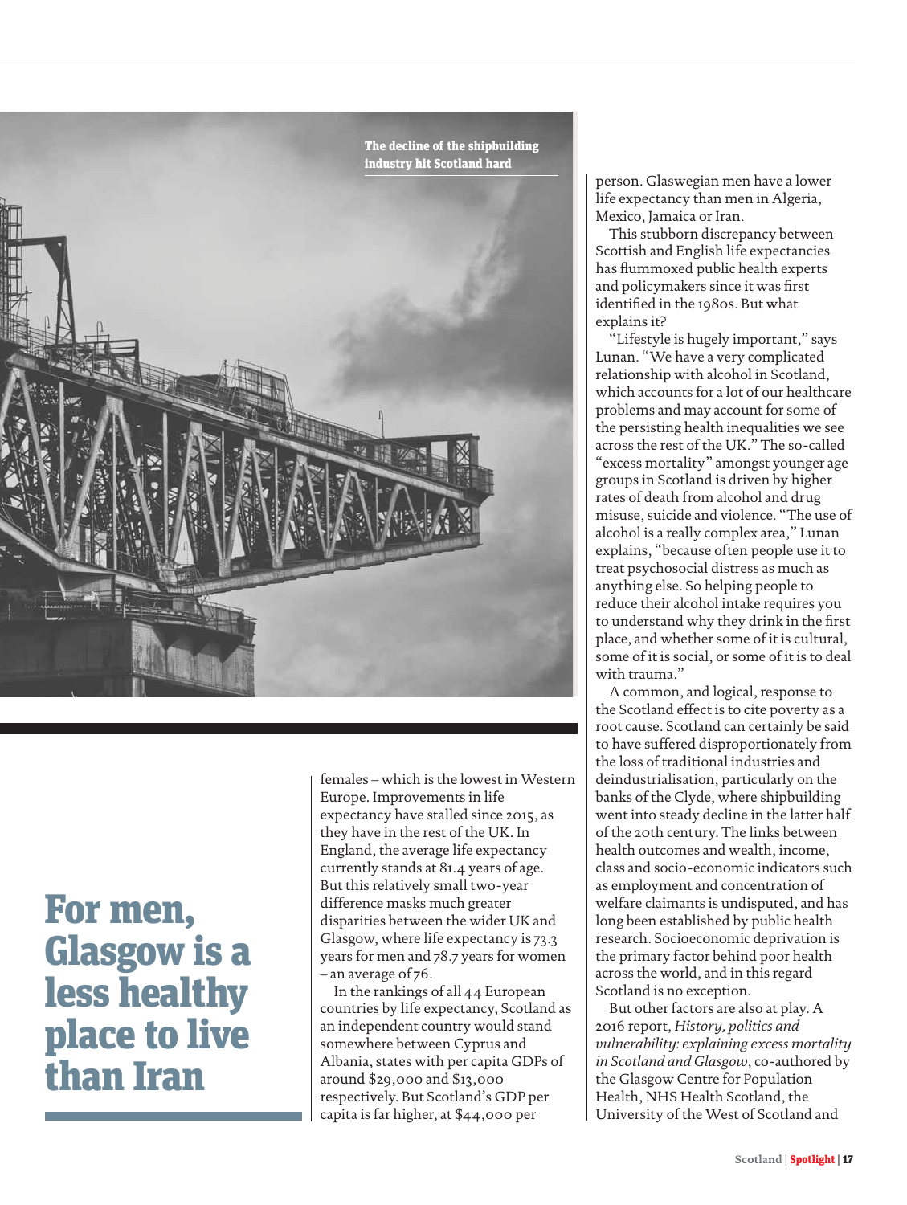The decline of the shipbuilding industry hit Scotland hard

## For men, Glasgow is a less healthy place to live than Iran

females – which is the lowest in Western Europe. Improvements in life expectancy have stalled since 2015, as they have in the rest of the UK. In England, the average life expectancy currently stands at 81.4 years of age. But this relatively small two-year difference masks much greater disparities between the wider UK and Glasgow, where life expectancy is 73.3 years for men and 78.7 years for women – an average of 76.

In the rankings of all 44 European countries by life expectancy, Scotland as an independent country would stand somewhere between Cyprus and Albania, states with per capita GDPs of around $29,000 and $13,000 respectively. But Scotland's GDP per capita is far higher, at $44,000 per person. Glaswegian men have a lower life expectancy than men in Algeria, Mexico, Jamaica or Iran.

This stubborn discrepancy between Scottish and English life expectancies has flummoxed public health experts and policymakers since it was first identified in the 1980s. But what explains it?

"Lifestyle is hugely important," says Lunan. "We have a very complicated relationship with alcohol in Scotland, which accounts for a lot of our healthcare problems and may account for some of the persisting health inequalities we see across the rest of the UK." The so-called "excess mortality" amongst younger age groups in Scotland is driven by higher rates of death from alcohol and drug misuse, suicide and violence. "The use of alcohol is a really complex area," Lunan explains, "because often people use it to treat psychosocial distress as much as anything else. So helping people to reduce their alcohol intake requires you to understand why they drink in the first place, and whether some of it is cultural, some of it is social, or some of it is to deal with trauma."

A common, and logical, response to the Scotland effect is to cite poverty as a root cause. Scotland can certainly be said to have suffered disproportionately from the loss of traditional industries and deindustrialisation, particularly on the banks of the Clyde, where shipbuilding went into steady decline in the latter half of the 20th century. The links between health outcomes and wealth, income, class and socio-economic indicators such as employment and concentration of welfare claimants is undisputed, and has long been established by public health research. Socioeconomic deprivation is the primary factor behind poor health across the world, and in this regard Scotland is no exception.

But other factors are also at play. A 2016 report, *History, politics and vulnerability: explaining excess mortality in Scotland and Glasgow*, co-authored by the Glasgow Centre for Population Health, NHS Health Scotland, the University of the West of Scotland and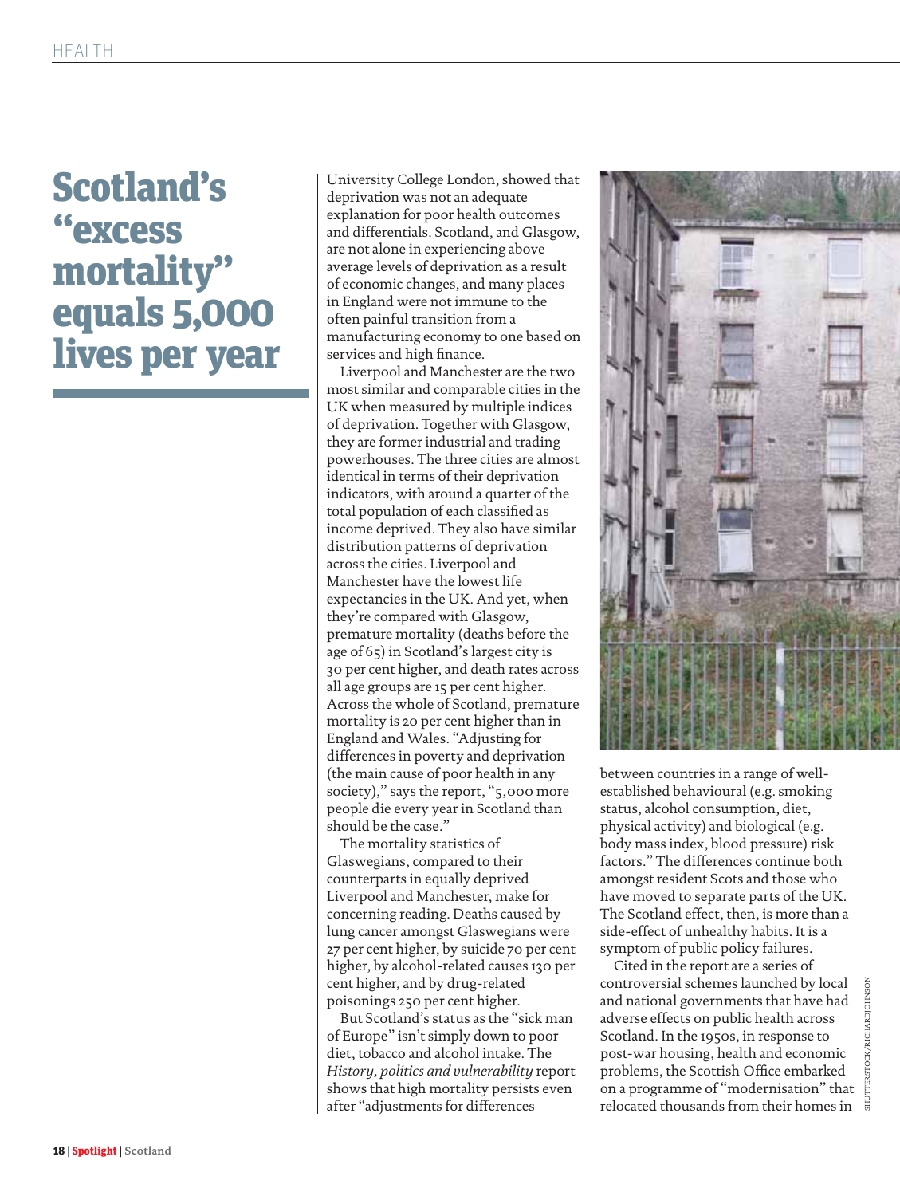# Scotland's "excess mortality" equals 5,000 lives per year

University College London, showed that deprivation was not an adequate explanation for poor health outcomes and differentials. Scotland, and Glasgow, are not alone in experiencing above average levels of deprivation as a result of economic changes, and many places in England were not immune to the often painful transition from a manufacturing economy to one based on services and high finance.

Liverpool and Manchester are the two most similar and comparable cities in the UK when measured by multiple indices of deprivation. Together with Glasgow, they are former industrial and trading powerhouses. The three cities are almost identical in terms of their deprivation indicators, with around a quarter of the total population of each classified as income deprived. They also have similar distribution patterns of deprivation across the cities. Liverpool and Manchester have the lowest life expectancies in the UK. And yet, when they're compared with Glasgow, premature mortality (deaths before the age of 65) in Scotland's largest city is 30 per cent higher, and death rates across all age groups are 15 per cent higher. Across the whole of Scotland, premature mortality is 20 per cent higher than in England and Wales. "Adjusting for differences in poverty and deprivation (the main cause of poor health in any society)," says the report, "5,000 more people die every year in Scotland than should be the case."

The mortality statistics of Glaswegians, compared to their counterparts in equally deprived Liverpool and Manchester, make for concerning reading. Deaths caused by lung cancer amongst Glaswegians were 27 per cent higher, by suicide 70 per cent higher, by alcohol-related causes 130 per cent higher, and by drug-related poisonings 250 per cent higher.

But Scotland's status as the "sick man of Europe" isn't simply down to poor diet, tobacco and alcohol intake. The *History, politics and vulnerability* report shows that high mortality persists even after "adjustments for differences between countries in a range of well-established behavioural (e.g. smoking status, alcohol consumption, diet, physical activity) and biological (e.g. body mass index, blood pressure) risk factors." The differences continue both amongst resident Scots and those who have moved to separate parts of the UK. The Scotland effect, then, is more than a side-effect of unhealthy habits. It is a symptom of public policy failures.

Cited in the report are a series of controversial schemes launched by local and national governments that have had adverse effects on public health across Scotland. In the 1950s, in response to post-war housing, health and economic problems, the Scottish Office embarked on a programme of "modernisation" that relocated thousands from their homes in

SHUTTERSTOCK/RICHARDJOHNSON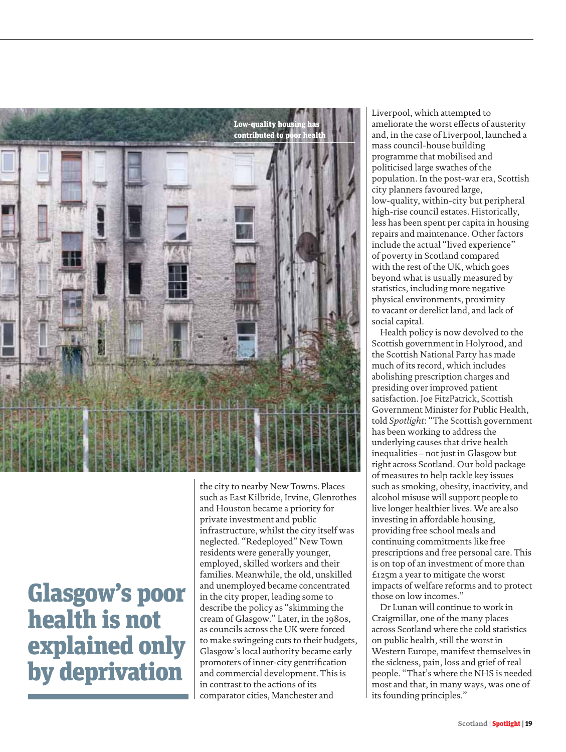Low-quality housing has contributed to poor health

## Glasgow's poor health is not explained only by deprivation

the city to nearby New Towns. Places such as East Kilbride, Irvine, Glenrothes and Houston became a priority for private investment and public infrastructure, whilst the city itself was neglected. "Redeployed" New Town residents were generally younger, employed, skilled workers and their families. Meanwhile, the old, unskilled and unemployed became concentrated in the city proper, leading some to describe the policy as "skimming the cream of Glasgow." Later, in the 1980s, as councils across the UK were forced to make swingeing cuts to their budgets, Glasgow's local authority became early promoters of inner-city gentrification and commercial development. This is in contrast to the actions of its comparator cities, Manchester and Liverpool, which attempted to ameliorate the worst effects of austerity and, in the case of Liverpool, launched a mass council-house building programme that mobilised and politicised large swathes of the population. In the post-war era, Scottish city planners favoured large, low-quality, within-city but peripheral high-rise council estates. Historically, less has been spent per capita in housing repairs and maintenance. Other factors include the actual "lived experience" of poverty in Scotland compared with the rest of the UK, which goes beyond what is usually measured by statistics, including more negative physical environments, proximity to vacant or derelict land, and lack of social capital.

Health policy is now devolved to the Scottish government in Holyrood, and the Scottish National Party has made much of its record, which includes abolishing prescription charges and presiding over improved patient satisfaction. Joe FitzPatrick, Scottish Government Minister for Public Health, told *Spotlight*: "The Scottish government has been working to address the underlying causes that drive health inequalities – not just in Glasgow but right across Scotland. Our bold package of measures to help tackle key issues such as smoking, obesity, inactivity, and alcohol misuse will support people to live longer healthier lives. We are also investing in affordable housing, providing free school meals and continuing commitments like free prescriptions and free personal care. This is on top of an investment of more than £125m a year to mitigate the worst impacts of welfare reforms and to protect those on low incomes."

Dr Lunan will continue to work in Craigmillar, one of the many places across Scotland where the cold statistics on public health, still the worst in Western Europe, manifest themselves in the sickness, pain, loss and grief of real people. "That's where the NHS is needed most and that, in many ways, was one of its founding principles."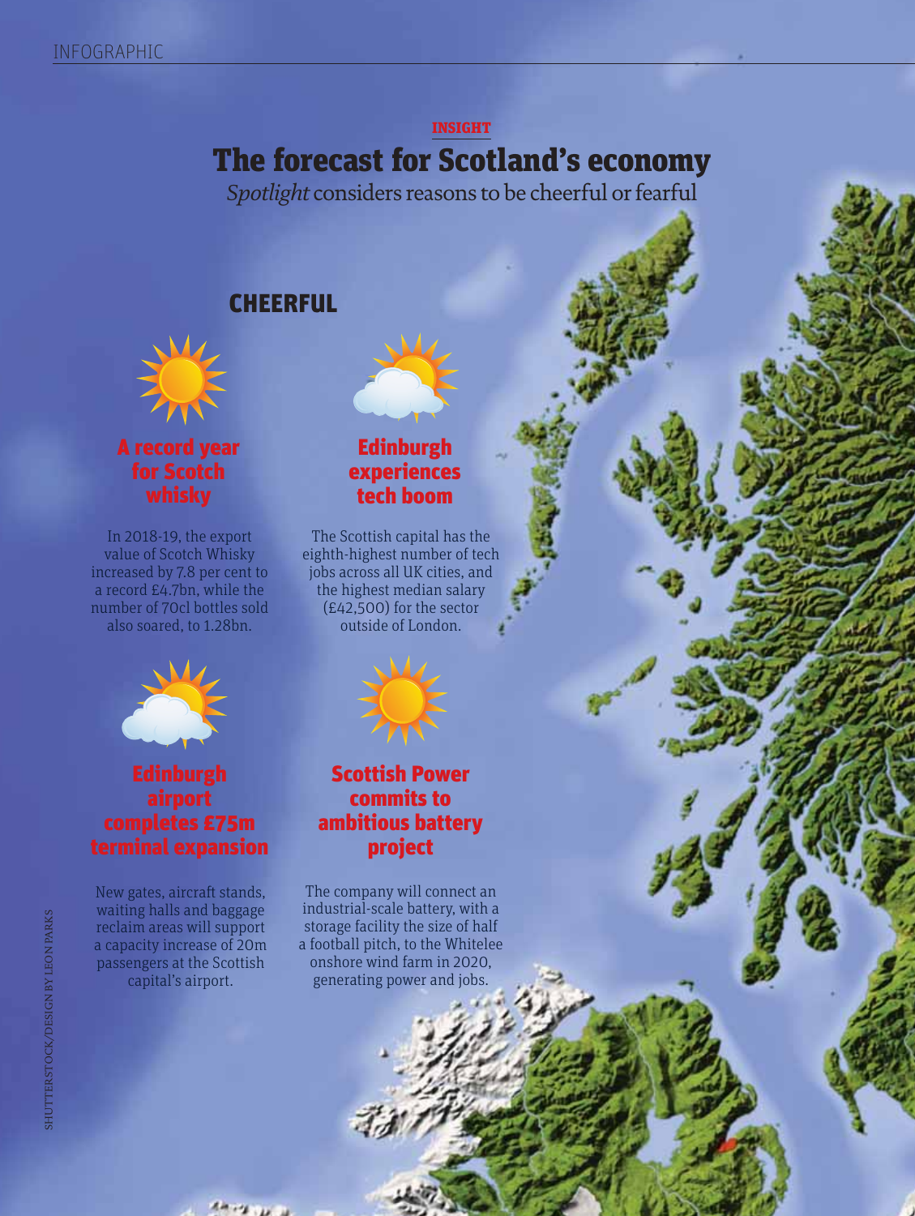INFOGRAPHIC

INSIGHT

# The forecast for Scotland's economy

*Spotlight* considers reasons to be cheerful or fearful

## CHEERFUL

### A record year for Scotch whisky

In 2018-19, the export value of Scotch Whisky increased by 7.8 per cent to a record £4.7bn, while the number of 70cl bottles sold also soared, to 1.28bn.

### Edinburgh experiences tech boom

The Scottish capital has the eighth-highest number of tech jobs across all UK cities, and the highest median salary (£42,500) for the sector outside of London.

### Edinburgh airport completes £75m terminal expansion

New gates, aircraft stands, waiting halls and baggage reclaim areas will support a capacity increase of 20m passengers at the Scottish capital's airport.

### Scottish Power commits to ambitious battery project

The company will connect an industrial-scale battery, with a storage facility the size of half a football pitch, to the Whitelee onshore wind farm in 2020, generating power and jobs.

SHUTTERSTOCK/DESIGN BY LEON PARKS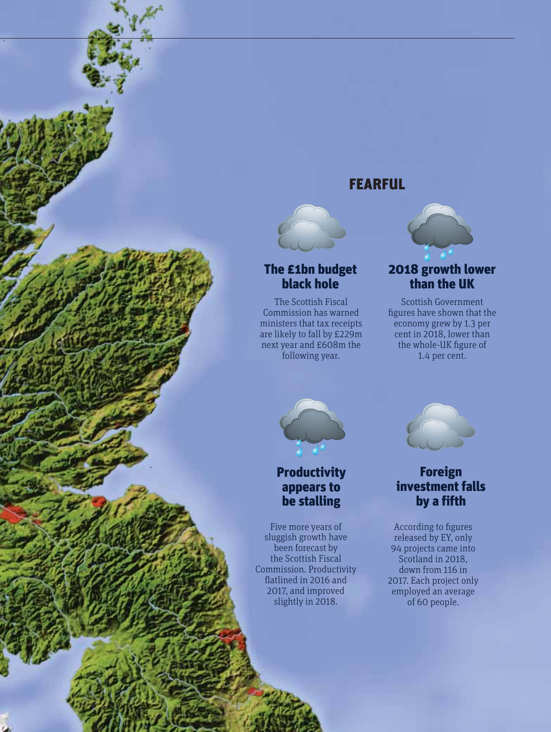## FEARFUL

### The £1bn budget black hole

The Scottish Fiscal Commission has warned ministers that tax receipts are likely to fall by £229m next year and £608m the following year.

### 2018 growth lower than the UK

Scottish Government figures have shown that the economy grew by 1.3 per cent in 2018, lower than the whole-UK figure of 1.4 per cent.

### Productivity appears to be stalling

Five more years of sluggish growth have been forecast by the Scottish Fiscal Commission. Productivity flatlined in 2016 and 2017, and improved slightly in 2018.

### Foreign investment falls by a fifth

According to figures released by EY, only 94 projects came into Scotland in 2018, down from 116 in 2017. Each project only employed an average of 60 people.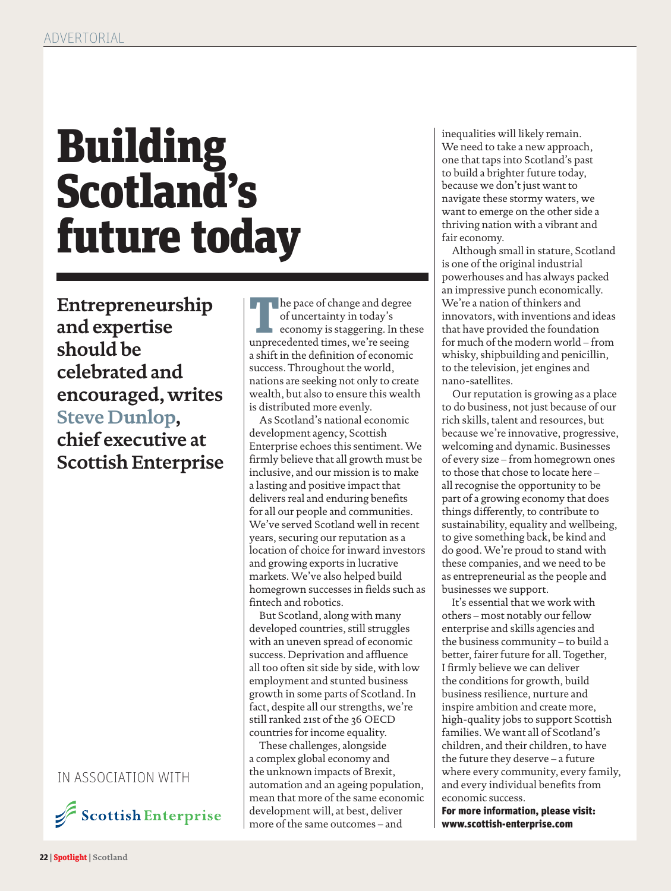ADVERTORIAL

# Building Scotland's future today

**Entrepreneurship and expertise should be celebrated and encouraged, writes Steve Dunlop, chief executive at Scottish Enterprise**

The pace of change and degree of uncertainty in today's economy is staggering. In these unprecedented times, we're seeing a shift in the definition of economic success. Throughout the world, nations are seeking not only to create wealth, but also to ensure this wealth is distributed more evenly.

As Scotland's national economic development agency, Scottish Enterprise echoes this sentiment. We firmly believe that all growth must be inclusive, and our mission is to make a lasting and positive impact that delivers real and enduring benefits for all our people and communities. We've served Scotland well in recent years, securing our reputation as a location of choice for inward investors and growing exports in lucrative markets. We've also helped build homegrown successes in fields such as fintech and robotics.

But Scotland, along with many developed countries, still struggles with an uneven spread of economic success. Deprivation and affluence all too often sit side by side, with low employment and stunted business growth in some parts of Scotland. In fact, despite all our strengths, we're still ranked 21st of the 36 OECD countries for income equality.

These challenges, alongside a complex global economy and the unknown impacts of Brexit, automation and an ageing population, mean that more of the same economic development will, at best, deliver more of the same outcomes – and inequalities will likely remain. We need to take a new approach, one that taps into Scotland's past to build a brighter future today, because we don't just want to navigate these stormy waters, we want to emerge on the other side a thriving nation with a vibrant and fair economy.

Although small in stature, Scotland is one of the original industrial powerhouses and has always packed an impressive punch economically. We're a nation of thinkers and innovators, with inventions and ideas that have provided the foundation for much of the modern world – from whisky, shipbuilding and penicillin, to the television, jet engines and nano-satellites.

Our reputation is growing as a place to do business, not just because of our rich skills, talent and resources, but because we're innovative, progressive, welcoming and dynamic. Businesses of every size – from homegrown ones to those that chose to locate here – all recognise the opportunity to be part of a growing economy that does things differently, to contribute to sustainability, equality and wellbeing, to give something back, be kind and do good. We're proud to stand with these companies, and we need to be as entrepreneurial as the people and businesses we support.

It's essential that we work with others – most notably our fellow enterprise and skills agencies and the business community – to build a better, fairer future for all. Together, I firmly believe we can deliver the conditions for growth, build business resilience, nurture and inspire ambition and create more, high-quality jobs to support Scottish families. We want all of Scotland's children, and their children, to have the future they deserve – a future where every community, every family, and every individual benefits from economic success.

**For more information, please visit: www.scottish-enterprise.com**

IN ASSOCIATION WITH

Scottish Enterprise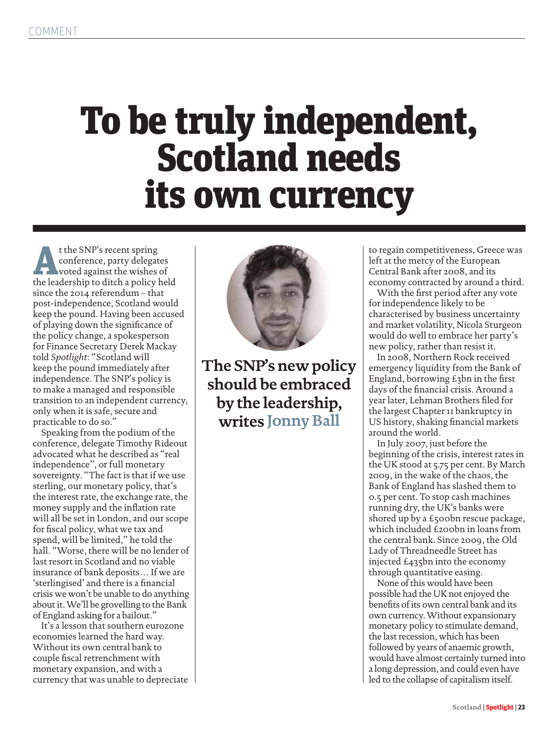COMMENT

# To be truly independent, Scotland needs its own currency

**The SNP's new policy should be embraced by the leadership, writes Jonny Ball**

At the SNP's recent spring conference, party delegates voted against the wishes of the leadership to ditch a policy held since the 2014 referendum – that post-independence, Scotland would keep the pound. Having been accused of playing down the significance of the policy change, a spokesperson for Finance Secretary Derek Mackay told *Spotlight*: "Scotland will keep the pound immediately after independence. The SNP's policy is to make a managed and responsible transition to an independent currency, only when it is safe, secure and practicable to do so."

Speaking from the podium of the conference, delegate Timothy Rideout advocated what he described as "real independence", or full monetary sovereignty. "The fact is that if we use sterling, our monetary policy, that's the interest rate, the exchange rate, the money supply and the inflation rate will all be set in London, and our scope for fiscal policy, what we tax and spend, will be limited," he told the hall. "Worse, there will be no lender of last resort in Scotland and no viable insurance of bank deposits… If we are 'sterlingised' and there is a financial crisis we won't be unable to do anything about it. We'll be grovelling to the Bank of England asking for a bailout."

It's a lesson that southern eurozone economies learned the hard way. Without its own central bank to couple fiscal retrenchment with monetary expansion, and with a currency that was unable to depreciate to regain competitiveness, Greece was left at the mercy of the European Central Bank after 2008, and its economy contracted by around a third.

With the first period after any vote for independence likely to be characterised by business uncertainty and market volatility, Nicola Sturgeon would do well to embrace her party's new policy, rather than resist it.

In 2008, Northern Rock received emergency liquidity from the Bank of England, borrowing £3bn in the first days of the financial crisis. Around a year later, Lehman Brothers filed for the largest Chapter 11 bankruptcy in US history, shaking financial markets around the world.

In July 2007, just before the beginning of the crisis, interest rates in the UK stood at 5.75 per cent. By March 2009, in the wake of the chaos, the Bank of England has slashed them to 0.5 per cent. To stop cash machines running dry, the UK's banks were shored up by a £500bn rescue package, which included £200bn in loans from the central bank. Since 2009, the Old Lady of Threadneedle Street has injected £435bn into the economy through quantitative easing.

None of this would have been possible had the UK not enjoyed the benefits of its own central bank and its own currency. Without expansionary monetary policy to stimulate demand, the last recession, which has been followed by years of anaemic growth, would have almost certainly turned into a long depression, and could even have led to the collapse of capitalism itself.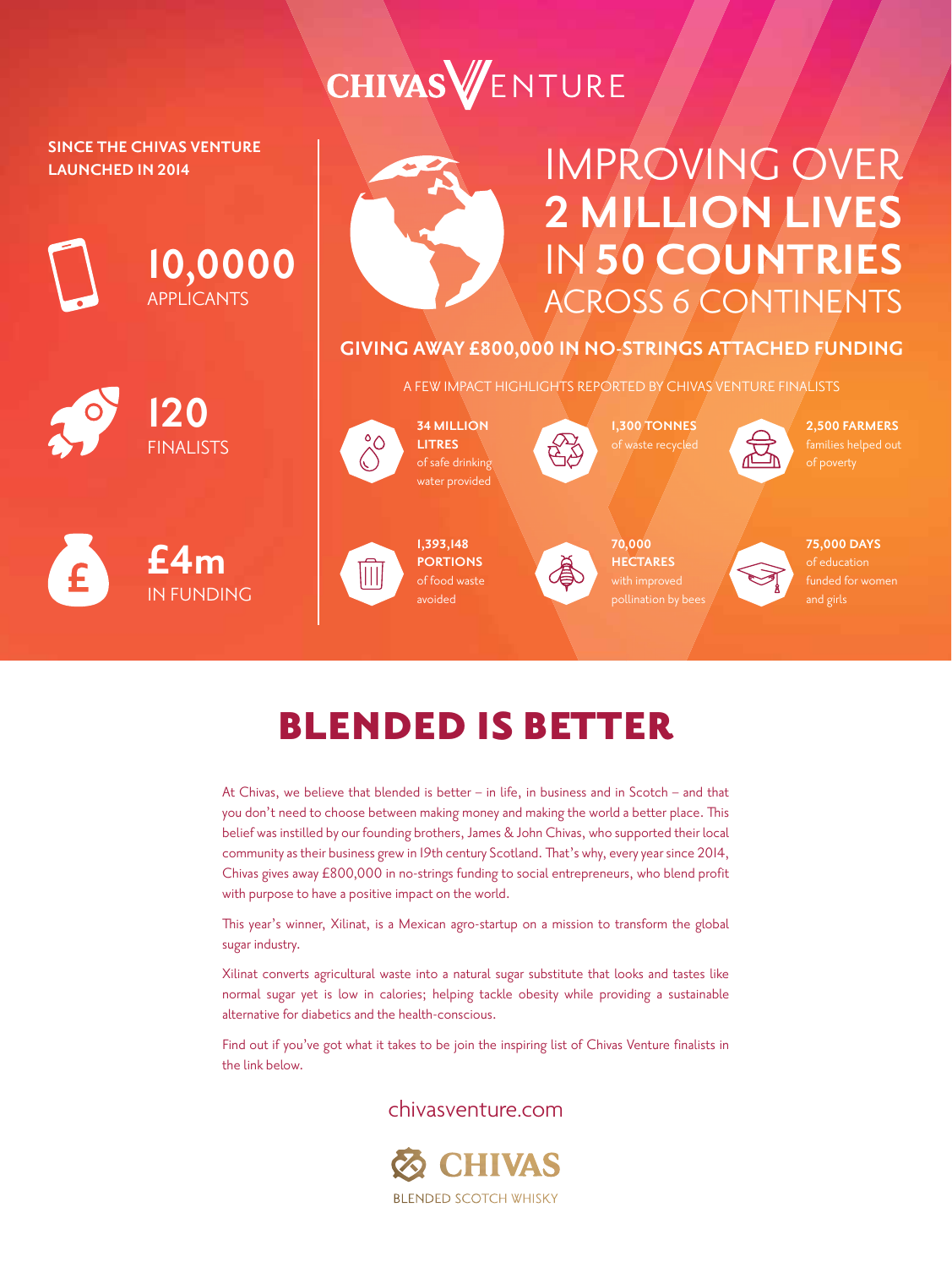# CHIVAS VENTURE

**SINCE THE CHIVAS VENTURE LAUNCHED IN 2014**

**10,0000** APPLICANTS

**120** FINALISTS

**£4m** IN FUNDING

IMPROVING OVER **2 MILLION LIVES** IN **50 COUNTRIES** ACROSS 6 CONTINENTS

**GIVING AWAY £800,000 IN NO-STRINGS ATTACHED FUNDING**

A FEW IMPACT HIGHLIGHTS REPORTED BY CHIVAS VENTURE FINALISTS

**34 MILLION LITRES** of safe drinking water provided

**1,300 TONNES** of waste recycled

**2,500 FARMERS** families helped out of poverty

**1,393,148 PORTIONS** of food waste avoided

**70,000 HECTARES** with improved pollination by bees

**75,000 DAYS** of education funded for women and girls

# BLENDED IS BETTER

At Chivas, we believe that blended is better – in life, in business and in Scotch – and that you don't need to choose between making money and making the world a better place. This belief was instilled by our founding brothers, James & John Chivas, who supported their local community as their business grew in 19th century Scotland. That's why, every year since 2014, Chivas gives away £800,000 in no-strings funding to social entrepreneurs, who blend profit with purpose to have a positive impact on the world.

This year's winner, Xilinat, is a Mexican agro-startup on a mission to transform the global sugar industry.

Xilinat converts agricultural waste into a natural sugar substitute that looks and tastes like normal sugar yet is low in calories; helping tackle obesity while providing a sustainable alternative for diabetics and the health-conscious.

Find out if you've got what it takes to be join the inspiring list of Chivas Venture finalists in the link below.

chivasventure.com

CHIVAS

BLENDED SCOTCH WHISKY